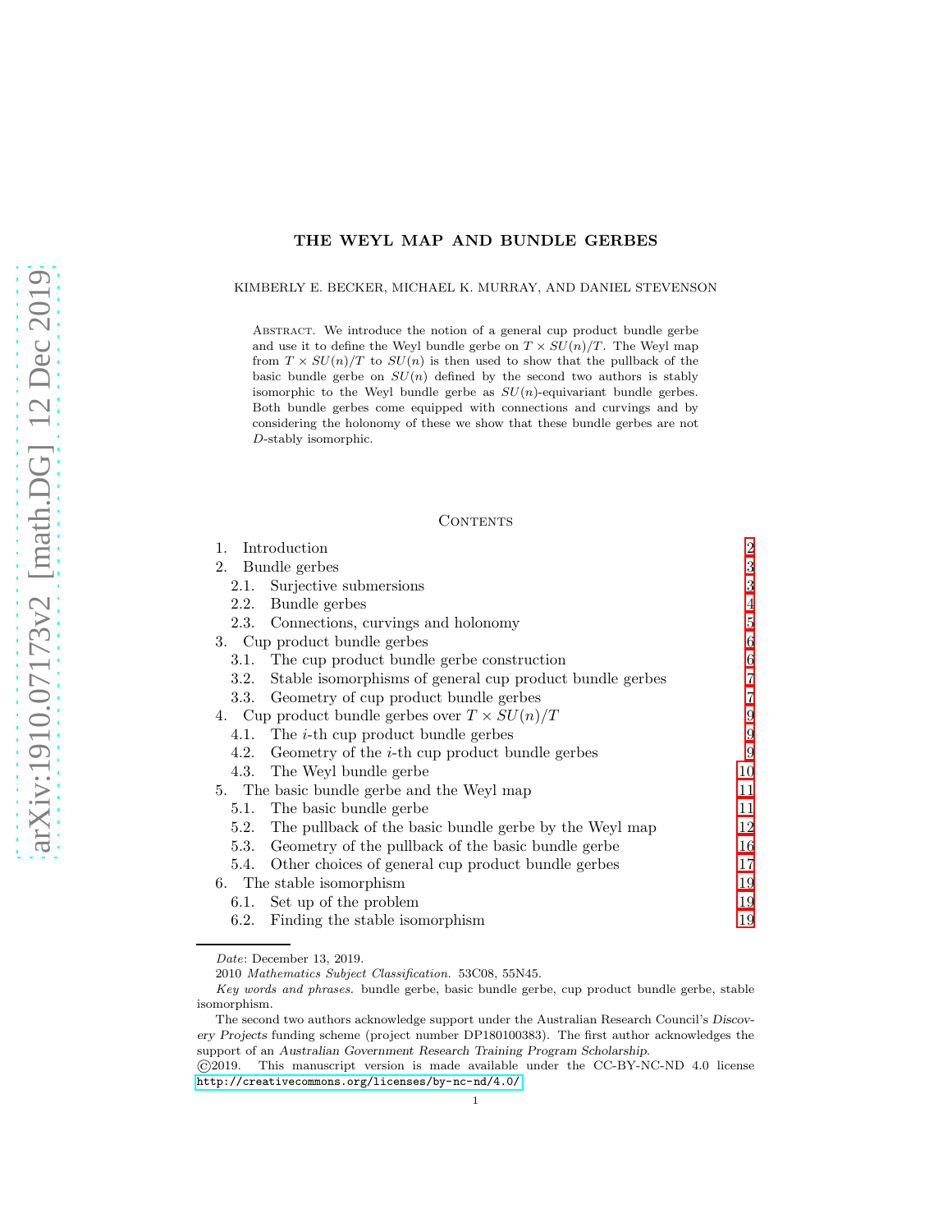# THE WEYL MAP AND BUNDLE GERBES

KIMBERLY E. BECKER, MICHAEL K. MURRAY, AND DANIEL STEVENSON

Abstract. We introduce the notion of a general cup product bundle gerbe and use it to define the Weyl bundle gerbe on $T \times SU(n)/T$. The Weyl map from $T \times SU(n)/T$ to $SU(n)$ is then used to show that the pullback of the basic bundle gerbe on $SU(n)$ defined by the second two authors is stably isomorphic to the Weyl bundle gerbe as $SU(n)$-equivariant bundle gerbes. Both bundle gerbes come equipped with connections and curvings and by considering the holonomy of these we show that these bundle gerbes are not $D$-stably isomorphic.

## Contents

| | |
|---|---|
| 1. Introduction | 2 |
| 2. Bundle gerbes | 3 |
| 2.1. Surjective submersions | 3 |
| 2.2. Bundle gerbes | 4 |
| 2.3. Connections, curvings and holonomy | 5 |
| 3. Cup product bundle gerbes | 6 |
| 3.1. The cup product bundle gerbe construction | 6 |
| 3.2. Stable isomorphisms of general cup product bundle gerbes | 7 |
| 3.3. Geometry of cup product bundle gerbes | 7 |
| 4. Cup product bundle gerbes over $T \times SU(n)/T$ | 9 |
| 4.1. The $i$-th cup product bundle gerbes | 9 |
| 4.2. Geometry of the $i$-th cup product bundle gerbes | 9 |
| 4.3. The Weyl bundle gerbe | 10 |
| 5. The basic bundle gerbe and the Weyl map | 11 |
| 5.1. The basic bundle gerbe | 11 |
| 5.2. The pullback of the basic bundle gerbe by the Weyl map | 12 |
| 5.3. Geometry of the pullback of the basic bundle gerbe | 16 |
| 5.4. Other choices of general cup product bundle gerbes | 17 |
| 6. The stable isomorphism | 19 |
| 6.1. Set up of the problem | 19 |
| 6.2. Finding the stable isomorphism | 19 |

*Date*: December 13, 2019.

2010 *Mathematics Subject Classification.* 53C08, 55N45.

*Key words and phrases.* bundle gerbe, basic bundle gerbe, cup product bundle gerbe, stable isomorphism.

The second two authors acknowledge support under the Australian Research Council's *Discovery Projects* funding scheme (project number DP180100383). The first author acknowledges the support of an *Australian Government Research Training Program Scholarship*.

©2019. This manuscript version is made available under the CC-BY-NC-ND 4.0 license http://creativecommons.org/licenses/by-nc-nd/4.0/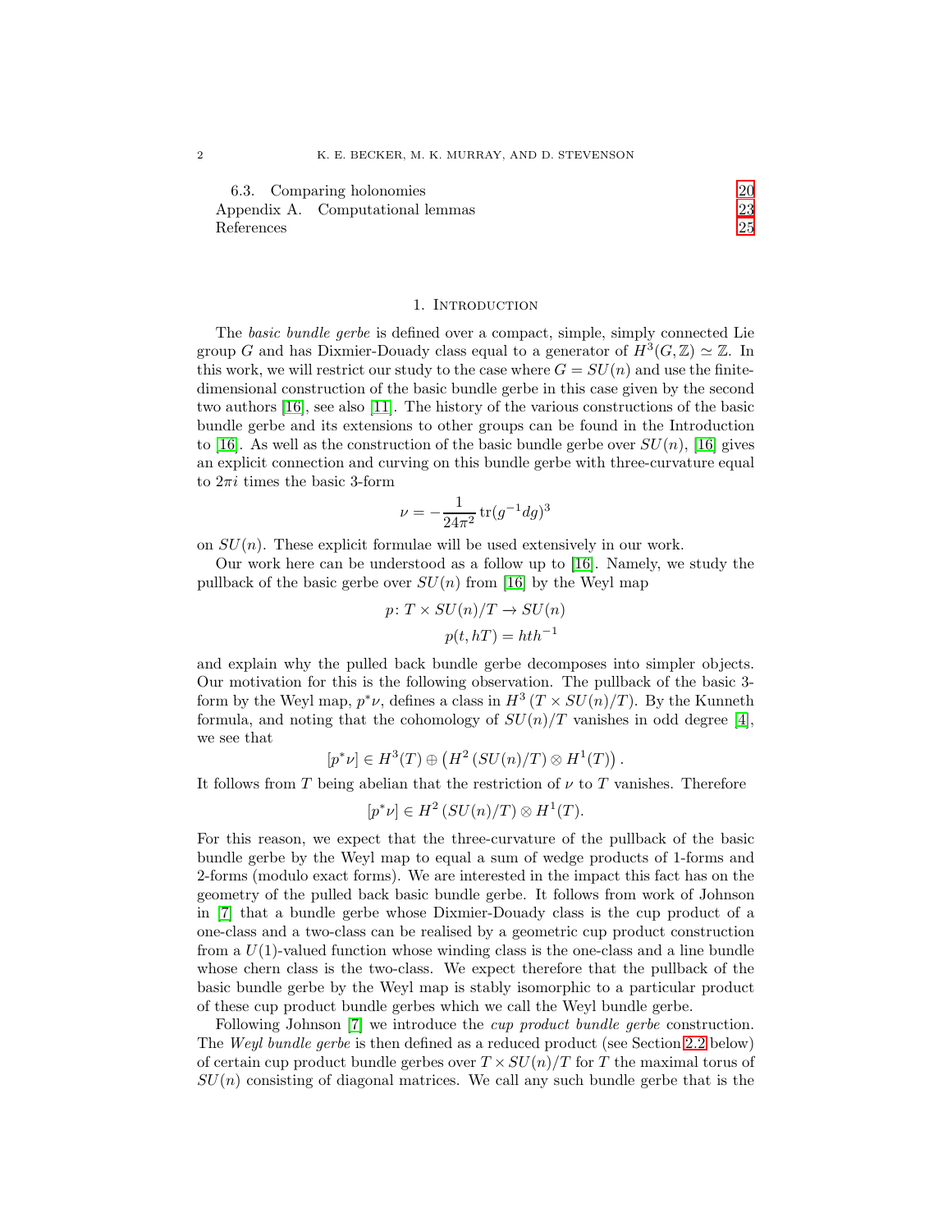6.3. Comparing holonomies 20
Appendix A. Computational lemmas 23
References 25

## 1. Introduction

The *basic bundle gerbe* is defined over a compact, simple, simply connected Lie group $G$ and has Dixmier-Douady class equal to a generator of $H^3(G,\mathbb{Z}) \simeq \mathbb{Z}$. In this work, we will restrict our study to the case where $G = SU(n)$ and use the finite-dimensional construction of the basic bundle gerbe in this case given by the second two authors [16], see also [11]. The history of the various constructions of the basic bundle gerbe and its extensions to other groups can be found in the Introduction to [16]. As well as the construction of the basic bundle gerbe over $SU(n)$, [16] gives an explicit connection and curving on this bundle gerbe with three-curvature equal to $2\pi i$ times the basic 3-form

$$\nu = -\frac{1}{24\pi^2}\operatorname{tr}(g^{-1}dg)^3$$

on $SU(n)$. These explicit formulae will be used extensively in our work.

Our work here can be understood as a follow up to [16]. Namely, we study the pullback of the basic gerbe over $SU(n)$ from [16] by the Weyl map

$$p\colon T \times SU(n)/T \to SU(n)$$
$$p(t, hT) = hth^{-1}$$

and explain why the pulled back bundle gerbe decomposes into simpler objects. Our motivation for this is the following observation. The pullback of the basic 3-form by the Weyl map, $p^*\nu$, defines a class in $H^3\left(T \times SU(n)/T\right)$. By the Kunneth formula, and noting that the cohomology of $SU(n)/T$ vanishes in odd degree [4], we see that

$$[p^*\nu] \in H^3(T) \oplus \left(H^2\left(SU(n)/T\right) \otimes H^1(T)\right).$$

It follows from $T$ being abelian that the restriction of $\nu$ to $T$ vanishes. Therefore

$$[p^*\nu] \in H^2\left(SU(n)/T\right) \otimes H^1(T).$$

For this reason, we expect that the three-curvature of the pullback of the basic bundle gerbe by the Weyl map to equal a sum of wedge products of 1-forms and 2-forms (modulo exact forms). We are interested in the impact this fact has on the geometry of the pulled back basic bundle gerbe. It follows from work of Johnson in [7] that a bundle gerbe whose Dixmier-Douady class is the cup product of a one-class and a two-class can be realised by a geometric cup product construction from a $U(1)$-valued function whose winding class is the one-class and a line bundle whose chern class is the two-class. We expect therefore that the pullback of the basic bundle gerbe by the Weyl map is stably isomorphic to a particular product of these cup product bundle gerbes which we call the Weyl bundle gerbe.

Following Johnson [7] we introduce the *cup product bundle gerbe* construction. The *Weyl bundle gerbe* is then defined as a reduced product (see Section 2.2 below) of certain cup product bundle gerbes over $T \times SU(n)/T$ for $T$ the maximal torus of $SU(n)$ consisting of diagonal matrices. We call any such bundle gerbe that is the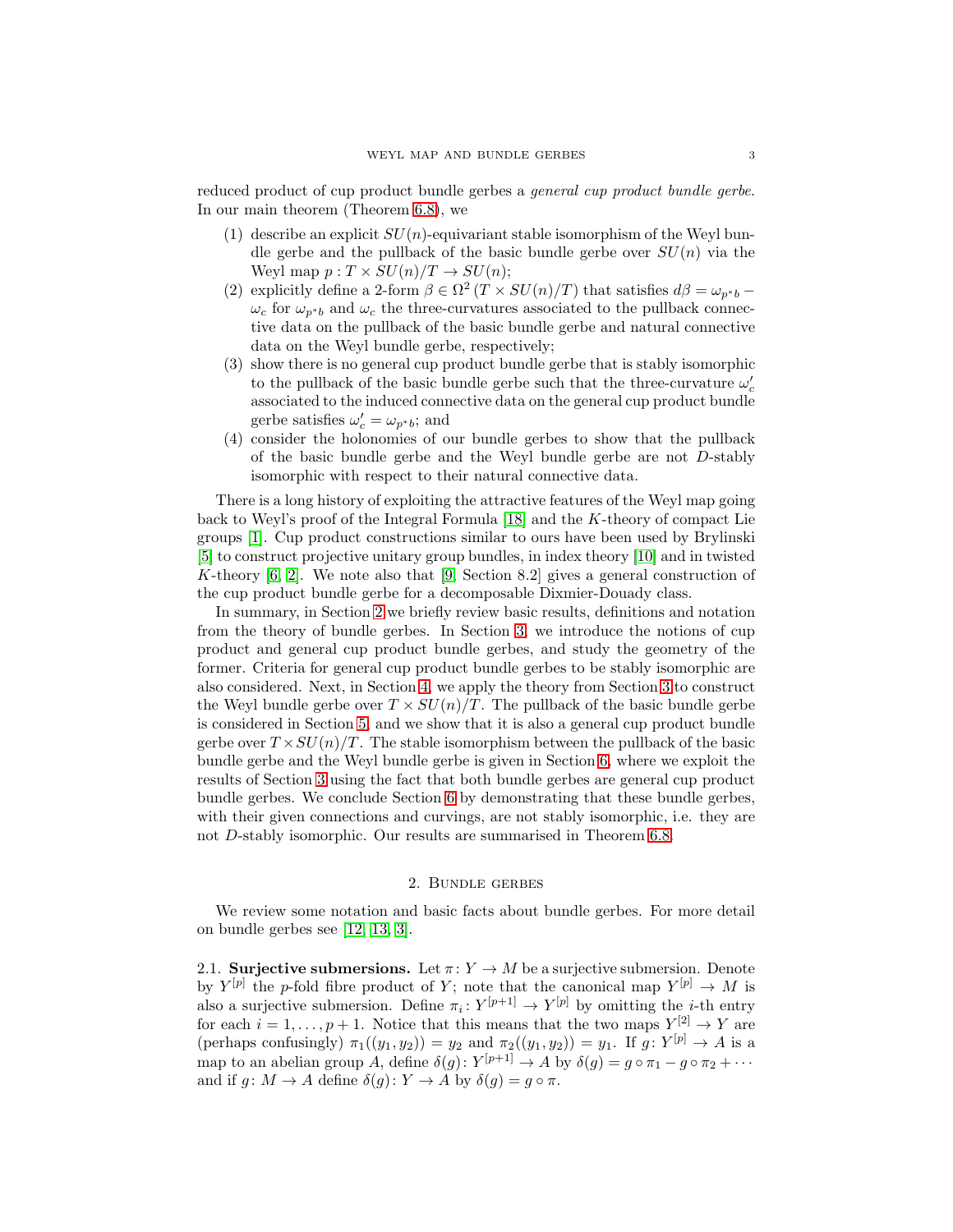reduced product of cup product bundle gerbes a *general cup product bundle gerbe*. In our main theorem (Theorem 6.8), we

1. describe an explicit $SU(n)$-equivariant stable isomorphism of the Weyl bundle gerbe and the pullback of the basic bundle gerbe over $SU(n)$ via the Weyl map $p : T \times SU(n)/T \to SU(n)$;
2. explicitly define a 2-form $\beta \in \Omega^2 (T \times SU(n)/T)$ that satisfies $d\beta = \omega_{p^*b} - \omega_c$ for $\omega_{p^*b}$ and $\omega_c$ the three-curvatures associated to the pullback connective data on the pullback of the basic bundle gerbe and natural connective data on the Weyl bundle gerbe, respectively;
3. show there is no general cup product bundle gerbe that is stably isomorphic to the pullback of the basic bundle gerbe such that the three-curvature $\omega_c'$ associated to the induced connective data on the general cup product bundle gerbe satisfies $\omega_c' = \omega_{p^*b}$; and
4. consider the holonomies of our bundle gerbes to show that the pullback of the basic bundle gerbe and the Weyl bundle gerbe are not $D$-stably isomorphic with respect to their natural connective data.

There is a long history of exploiting the attractive features of the Weyl map going back to Weyl's proof of the Integral Formula [18] and the $K$-theory of compact Lie groups [1]. Cup product constructions similar to ours have been used by Brylinski [5] to construct projective unitary group bundles, in index theory [10] and in twisted $K$-theory [6, 2]. We note also that [9, Section 8.2] gives a general construction of the cup product bundle gerbe for a decomposable Dixmier-Douady class.

In summary, in Section 2 we briefly review basic results, definitions and notation from the theory of bundle gerbes. In Section 3, we introduce the notions of cup product and general cup product bundle gerbes, and study the geometry of the former. Criteria for general cup product bundle gerbes to be stably isomorphic are also considered. Next, in Section 4, we apply the theory from Section 3 to construct the Weyl bundle gerbe over $T \times SU(n)/T$. The pullback of the basic bundle gerbe is considered in Section 5, and we show that it is also a general cup product bundle gerbe over $T \times SU(n)/T$. The stable isomorphism between the pullback of the basic bundle gerbe and the Weyl bundle gerbe is given in Section 6, where we exploit the results of Section 3 using the fact that both bundle gerbes are general cup product bundle gerbes. We conclude Section 6 by demonstrating that these bundle gerbes, with their given connections and curvings, are not stably isomorphic, i.e. they are not $D$-stably isomorphic. Our results are summarised in Theorem 6.8.

## 2. Bundle gerbes

We review some notation and basic facts about bundle gerbes. For more detail on bundle gerbes see [12, 13, 3].

2.1. **Surjective submersions.** Let $\pi\colon Y \to M$ be a surjective submersion. Denote by $Y^{[p]}$ the $p$-fold fibre product of $Y$; note that the canonical map $Y^{[p]} \to M$ is also a surjective submersion. Define $\pi_i\colon Y^{[p+1]} \to Y^{[p]}$ by omitting the $i$-th entry for each $i = 1, \ldots, p+1$. Notice that this means that the two maps $Y^{[2]} \to Y$ are (perhaps confusingly) $\pi_1((y_1, y_2)) = y_2$ and $\pi_2((y_1, y_2)) = y_1$. If $g\colon Y^{[p]} \to A$ is a map to an abelian group $A$, define $\delta(g)\colon Y^{[p+1]} \to A$ by $\delta(g) = g \circ \pi_1 - g \circ \pi_2 + \cdots$ and if $g\colon M \to A$ define $\delta(g)\colon Y \to A$ by $\delta(g) = g \circ \pi$.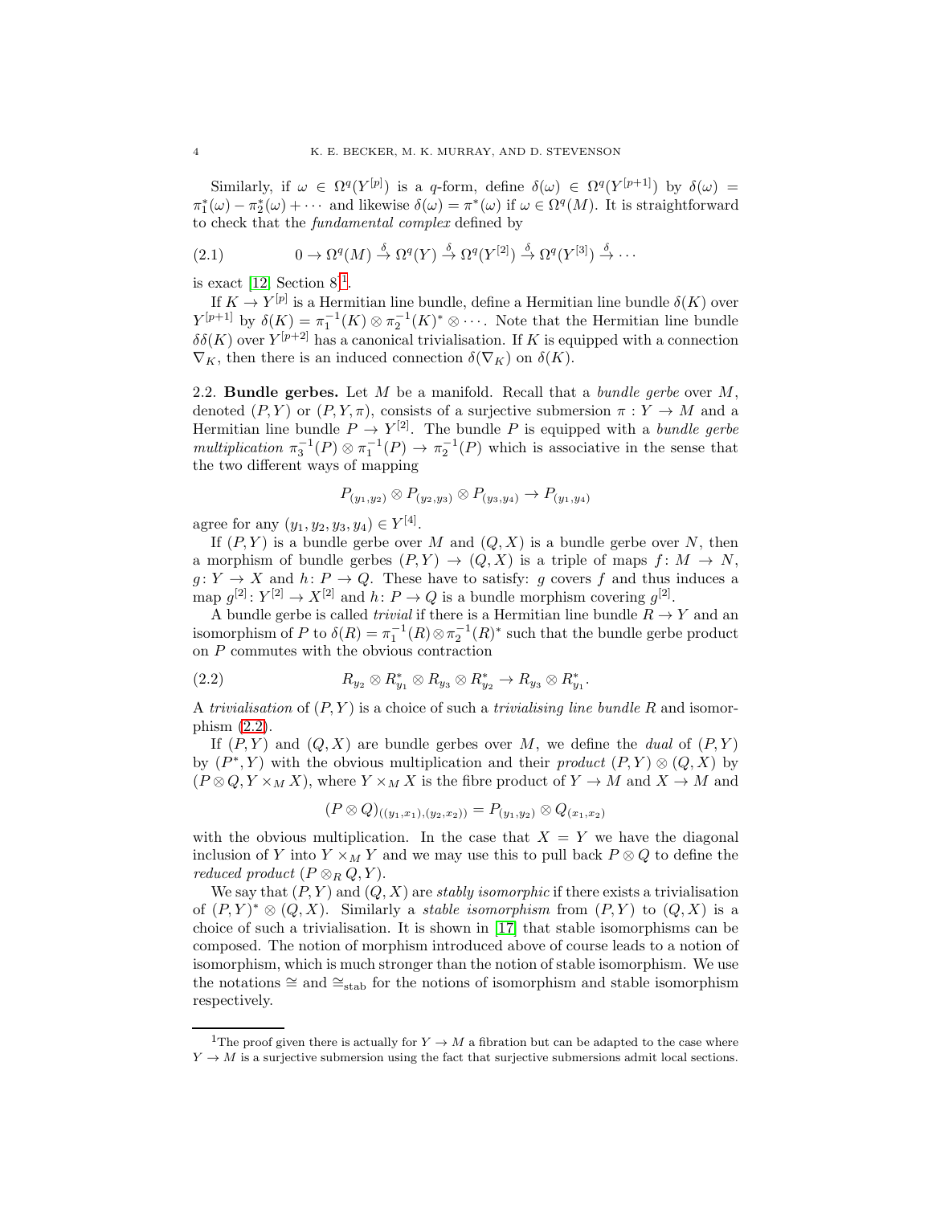Similarly, if $\omega \in \Omega^q(Y^{[p]})$ is a $q$-form, define $\delta(\omega) \in \Omega^q(Y^{[p+1]})$ by $\delta(\omega) = \pi_1^*(\omega) - \pi_2^*(\omega) + \cdots$ and likewise $\delta(\omega) = \pi^*(\omega)$ if $\omega \in \Omega^q(M)$. It is straightforward to check that the *fundamental complex* defined by

$$0 \to \Omega^q(M) \xrightarrow{\delta} \Omega^q(Y) \xrightarrow{\delta} \Omega^q(Y^{[2]}) \xrightarrow{\delta} \Omega^q(Y^{[3]}) \xrightarrow{\delta} \cdots \tag{2.1}$$

is exact [12, Section 8][1].

If $K \to Y^{[p]}$ is a Hermitian line bundle, define a Hermitian line bundle $\delta(K)$ over $Y^{[p+1]}$ by $\delta(K) = \pi_1^{-1}(K) \otimes \pi_2^{-1}(K)^* \otimes \cdots$. Note that the Hermitian line bundle $\delta\delta(K)$ over $Y^{[p+2]}$ has a canonical trivialisation. If $K$ is equipped with a connection $\nabla_K$, then there is an induced connection $\delta(\nabla_K)$ on $\delta(K)$.

**2.2. Bundle gerbes.** Let $M$ be a manifold. Recall that a *bundle gerbe* over $M$, denoted $(P, Y)$ or $(P, Y, \pi)$, consists of a surjective submersion $\pi : Y \to M$ and a Hermitian line bundle $P \to Y^{[2]}$. The bundle $P$ is equipped with a *bundle gerbe multiplication* $\pi_3^{-1}(P) \otimes \pi_1^{-1}(P) \to \pi_2^{-1}(P)$ which is associative in the sense that the two different ways of mapping

$$P_{(y_1,y_2)} \otimes P_{(y_2,y_3)} \otimes P_{(y_3,y_4)} \to P_{(y_1,y_4)}$$

agree for any $(y_1, y_2, y_3, y_4) \in Y^{[4]}$.

If $(P, Y)$ is a bundle gerbe over $M$ and $(Q, X)$ is a bundle gerbe over $N$, then a morphism of bundle gerbes $(P, Y) \to (Q, X)$ is a triple of maps $f : M \to N$, $g : Y \to X$ and $h : P \to Q$. These have to satisfy: $g$ covers $f$ and thus induces a map $g^{[2]} : Y^{[2]} \to X^{[2]}$ and $h : P \to Q$ is a bundle morphism covering $g^{[2]}$.

A bundle gerbe is called *trivial* if there is a Hermitian line bundle $R \to Y$ and an isomorphism of $P$ to $\delta(R) = \pi_1^{-1}(R) \otimes \pi_2^{-1}(R)^*$ such that the bundle gerbe product on $P$ commutes with the obvious contraction

$$R_{y_2} \otimes R^*_{y_1} \otimes R_{y_3} \otimes R^*_{y_2} \to R_{y_3} \otimes R^*_{y_1}. \tag{2.2}$$

A *trivialisation* of $(P, Y)$ is a choice of such a *trivialising line bundle* $R$ and isomorphism (2.2).

If $(P, Y)$ and $(Q, X)$ are bundle gerbes over $M$, we define the *dual* of $(P, Y)$ by $(P^*, Y)$ with the obvious multiplication and their *product* $(P, Y) \otimes (Q, X)$ by $(P \otimes Q, Y \times_M X)$, where $Y \times_M X$ is the fibre product of $Y \to M$ and $X \to M$ and

$$(P \otimes Q)_{((y_1,x_1),(y_2,x_2))} = P_{(y_1,y_2)} \otimes Q_{(x_1,x_2)}$$

with the obvious multiplication. In the case that $X = Y$ we have the diagonal inclusion of $Y$ into $Y \times_M Y$ and we may use this to pull back $P \otimes Q$ to define the *reduced product* $(P \otimes_R Q, Y)$.

We say that $(P, Y)$ and $(Q, X)$ are *stably isomorphic* if there exists a trivialisation of $(P, Y)^* \otimes (Q, X)$. Similarly a *stable isomorphism* from $(P, Y)$ to $(Q, X)$ is a choice of such a trivialisation. It is shown in [17] that stable isomorphisms can be composed. The notion of morphism introduced above of course leads to a notion of isomorphism, which is much stronger than the notion of stable isomorphism. We use the notations $\cong$ and $\cong_{\text{stab}}$ for the notions of isomorphism and stable isomorphism respectively.

---

[1] The proof given there is actually for $Y \to M$ a fibration but can be adapted to the case where $Y \to M$ is a surjective submersion using the fact that surjective submersions admit local sections.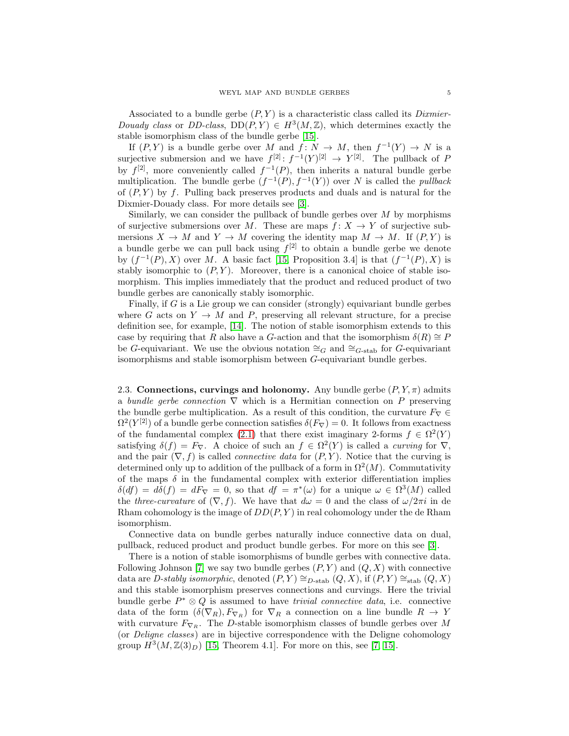Associated to a bundle gerbe $(P, Y)$ is a characteristic class called its *Dixmier-Douady class* or *DD-class*, $\mathrm{DD}(P, Y) \in H^3(M, \mathbb{Z})$, which determines exactly the stable isomorphism class of the bundle gerbe [15].

If $(P, Y)$ is a bundle gerbe over $M$ and $f\colon N \to M$, then $f^{-1}(Y) \to N$ is a surjective submersion and we have $f^{[2]}\colon f^{-1}(Y)^{[2]} \to Y^{[2]}$. The pullback of $P$ by $f^{[2]}$, more conveniently called $f^{-1}(P)$, then inherits a natural bundle gerbe multiplication. The bundle gerbe $(f^{-1}(P), f^{-1}(Y))$ over $N$ is called the *pullback* of $(P, Y)$ by $f$. Pulling back preserves products and duals and is natural for the Dixmier-Douady class. For more details see [3].

Similarly, we can consider the pullback of bundle gerbes over $M$ by morphisms of surjective submersions over $M$. These are maps $f\colon X \to Y$ of surjective submersions $X \to M$ and $Y \to M$ covering the identity map $M \to M$. If $(P, Y)$ is a bundle gerbe we can pull back using $f^{[2]}$ to obtain a bundle gerbe we denote by $(f^{-1}(P), X)$ over $M$. A basic fact [15, Proposition 3.4] is that $(f^{-1}(P), X)$ is stably isomorphic to $(P, Y)$. Moreover, there is a canonical choice of stable isomorphism. This implies immediately that the product and reduced product of two bundle gerbes are canonically stably isomorphic.

Finally, if $G$ is a Lie group we can consider (strongly) equivariant bundle gerbes where $G$ acts on $Y \to M$ and $P$, preserving all relevant structure, for a precise definition see, for example, [14]. The notion of stable isomorphism extends to this case by requiring that $R$ also have a $G$-action and that the isomorphism $\delta(R) \cong P$ be $G$-equivariant. We use the obvious notation $\cong_G$ and $\cong_{G\text{-stab}}$ for $G$-equivariant isomorphisms and stable isomorphism between $G$-equivariant bundle gerbes.

### 2.3. Connections, curvings and holonomy.

Any bundle gerbe $(P, Y, \pi)$ admits a *bundle gerbe connection* $\nabla$ which is a Hermitian connection on $P$ preserving the bundle gerbe multiplication. As a result of this condition, the curvature $F_\nabla \in \Omega^2(Y^{[2]})$ of a bundle gerbe connection satisfies $\delta(F_\nabla) = 0$. It follows from exactness of the fundamental complex (2.1) that there exist imaginary 2-forms $f \in \Omega^2(Y)$ satisfying $\delta(f) = F_\nabla$. A choice of such an $f \in \Omega^2(Y)$ is called a *curving* for $\nabla$, and the pair $(\nabla, f)$ is called *connective data* for $(P, Y)$. Notice that the curving is determined only up to addition of the pullback of a form in $\Omega^2(M)$. Commutativity of the maps $\delta$ in the fundamental complex with exterior differentiation implies $\delta(df) = d\delta(f) = dF_\nabla = 0$, so that $df = \pi^*(\omega)$ for a unique $\omega \in \Omega^3(M)$ called the *three-curvature* of $(\nabla, f)$. We have that $d\omega = 0$ and the class of $\omega/2\pi i$ in de Rham cohomology is the image of $DD(P, Y)$ in real cohomology under the de Rham isomorphism.

Connective data on bundle gerbes naturally induce connective data on dual, pullback, reduced product and product bundle gerbes. For more on this see [3].

There is a notion of stable isomorphisms of bundle gerbes with connective data. Following Johnson [7] we say two bundle gerbes $(P, Y)$ and $(Q, X)$ with connective data are *D-stably isomorphic*, denoted $(P, Y) \cong_{D\text{-stab}} (Q, X)$, if $(P, Y) \cong_{\text{stab}} (Q, X)$ and this stable isomorphism preserves connections and curvings. Here the trivial bundle gerbe $P^* \otimes Q$ is assumed to have *trivial connective data*, i.e. connective data of the form $(\delta(\nabla_R), F_{\nabla_R})$ for $\nabla_R$ a connection on a line bundle $R \to Y$ with curvature $F_{\nabla_R}$. The $D$-stable isomorphism classes of bundle gerbes over $M$ (or *Deligne classes*) are in bijective correspondence with the Deligne cohomology group $H^3(M, \mathbb{Z}(3)_D)$ [15, Theorem 4.1]. For more on this, see [7, 15].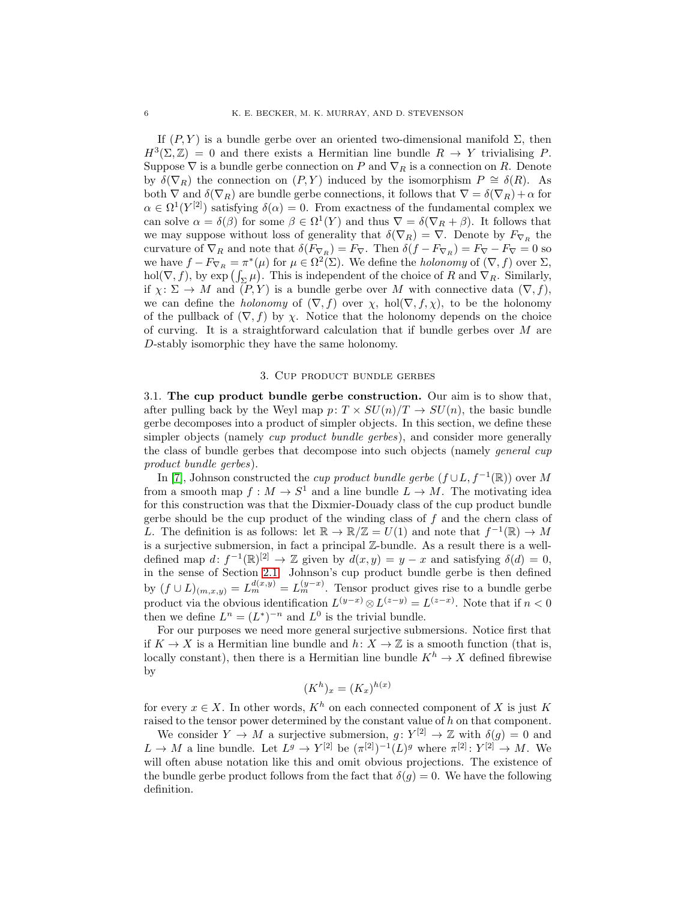If $(P, Y)$ is a bundle gerbe over an oriented two-dimensional manifold $\Sigma$, then $H^3(\Sigma, \mathbb{Z}) = 0$ and there exists a Hermitian line bundle $R \to Y$ trivialising $P$. Suppose $\nabla$ is a bundle gerbe connection on $P$ and $\nabla_R$ is a connection on $R$. Denote by $\delta(\nabla_R)$ the connection on $(P, Y)$ induced by the isomorphism $P \cong \delta(R)$. As both $\nabla$ and $\delta(\nabla_R)$ are bundle gerbe connections, it follows that $\nabla = \delta(\nabla_R) + \alpha$ for $\alpha \in \Omega^1(Y^{[2]})$ satisfying $\delta(\alpha) = 0$. From exactness of the fundamental complex we can solve $\alpha = \delta(\beta)$ for some $\beta \in \Omega^1(Y)$ and thus $\nabla = \delta(\nabla_R + \beta)$. It follows that we may suppose without loss of generality that $\delta(\nabla_R) = \nabla$. Denote by $F_{\nabla_R}$ the curvature of $\nabla_R$ and note that $\delta(F_{\nabla_R}) = F_\nabla$. Then $\delta(f - F_{\nabla_R}) = F_\nabla - F_\nabla = 0$ so we have $f - F_{\nabla_R} = \pi^*(\mu)$ for $\mu \in \Omega^2(\Sigma)$. We define the *holonomy* of $(\nabla, f)$ over $\Sigma$, $\mathrm{hol}(\nabla, f)$, by $\exp\left(\int_\Sigma \mu\right)$. This is independent of the choice of $R$ and $\nabla_R$. Similarly, if $\chi \colon \Sigma \to M$ and $(P, Y)$ is a bundle gerbe over $M$ with connective data $(\nabla, f)$, we can define the *holonomy* of $(\nabla, f)$ over $\chi$, $\mathrm{hol}(\nabla, f, \chi)$, to be the holonomy of the pullback of $(\nabla, f)$ by $\chi$. Notice that the holonomy depends on the choice of curving. It is a straightforward calculation that if bundle gerbes over $M$ are $D$-stably isomorphic they have the same holonomy.

## 3. Cup product bundle gerbes

**3.1. The cup product bundle gerbe construction.** Our aim is to show that, after pulling back by the Weyl map $p \colon T \times SU(n)/T \to SU(n)$, the basic bundle gerbe decomposes into a product of simpler objects. In this section, we define these simpler objects (namely *cup product bundle gerbes*), and consider more generally the class of bundle gerbes that decompose into such objects (namely *general cup product bundle gerbes*).

In [7], Johnson constructed the *cup product bundle gerbe* $(f \cup L, f^{-1}(\mathbb{R}))$ over $M$ from a smooth map $f : M \to S^1$ and a line bundle $L \to M$. The motivating idea for this construction was that the Dixmier-Douady class of the cup product bundle gerbe should be the cup product of the winding class of $f$ and the chern class of $L$. The definition is as follows: let $\mathbb{R} \to \mathbb{R}/\mathbb{Z} = U(1)$ and note that $f^{-1}(\mathbb{R}) \to M$ is a surjective submersion, in fact a principal $\mathbb{Z}$-bundle. As a result there is a well-defined map $d \colon f^{-1}(\mathbb{R})^{[2]} \to \mathbb{Z}$ given by $d(x, y) = y - x$ and satisfying $\delta(d) = 0$, in the sense of Section 2.1. Johnson's cup product bundle gerbe is then defined by $(f \cup L)_{(m,x,y)} = L_m^{d(x,y)} = L_m^{(y-x)}$. Tensor product gives rise to a bundle gerbe product via the obvious identification $L^{(y-x)} \otimes L^{(z-y)} = L^{(z-x)}$. Note that if $n < 0$ then we define $L^n = (L^*)^{-n}$ and $L^0$ is the trivial bundle.

For our purposes we need more general surjective submersions. Notice first that if $K \to X$ is a Hermitian line bundle and $h \colon X \to \mathbb{Z}$ is a smooth function (that is, locally constant), then there is a Hermitian line bundle $K^h \to X$ defined fibrewise by

$$(K^h)_x = (K_x)^{h(x)}$$

for every $x \in X$. In other words, $K^h$ on each connected component of $X$ is just $K$ raised to the tensor power determined by the constant value of $h$ on that component.

We consider $Y \to M$ a surjective submersion, $g \colon Y^{[2]} \to \mathbb{Z}$ with $\delta(g) = 0$ and $L \to M$ a line bundle. Let $L^g \to Y^{[2]}$ be $(\pi^{[2]})^{-1}(L)^g$ where $\pi^{[2]} \colon Y^{[2]} \to M$. We will often abuse notation like this and omit obvious projections. The existence of the bundle gerbe product follows from the fact that $\delta(g) = 0$. We have the following definition.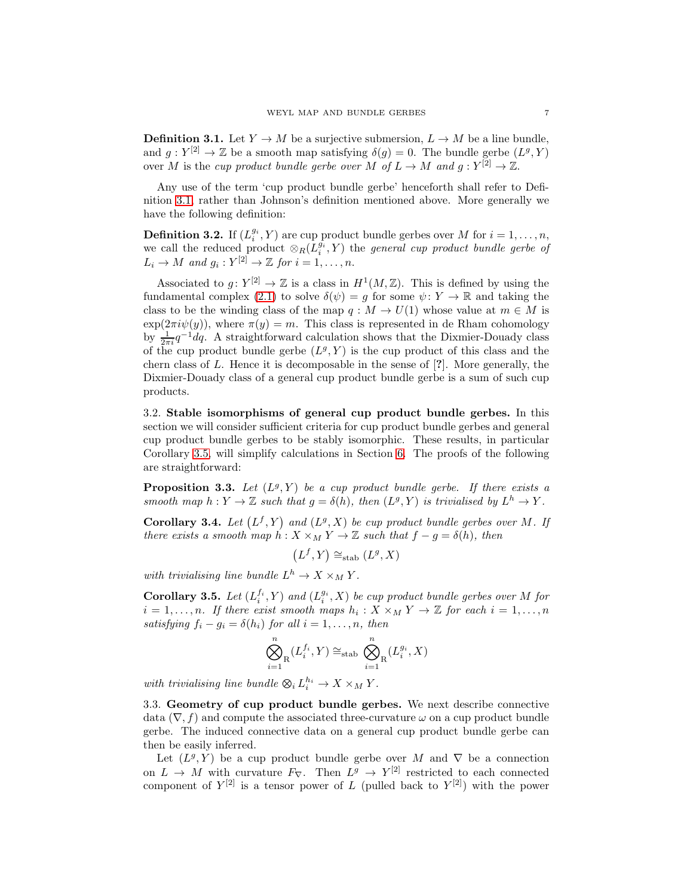**Definition 3.1.** Let $Y \to M$ be a surjective submersion, $L \to M$ be a line bundle, and $g : Y^{[2]} \to \mathbb{Z}$ be a smooth map satisfying $\delta(g) = 0$. The bundle gerbe $(L^g, Y)$ over $M$ is the *cup product bundle gerbe over $M$ of $L \to M$ and $g : Y^{[2]} \to \mathbb{Z}$.*

Any use of the term 'cup product bundle gerbe' henceforth shall refer to Definition 3.1 rather than Johnson's definition mentioned above. More generally we have the following definition:

**Definition 3.2.** If $(L_i^{g_i}, Y)$ are cup product bundle gerbes over $M$ for $i = 1, \ldots, n$, we call the reduced product $\otimes_R (L_i^{g_i}, Y)$ the *general cup product bundle gerbe of $L_i \to M$ and $g_i : Y^{[2]} \to \mathbb{Z}$ for $i = 1, \ldots, n$.*

Associated to $g \colon Y^{[2]} \to \mathbb{Z}$ is a class in $H^1(M, \mathbb{Z})$. This is defined by using the fundamental complex (2.1) to solve $\delta(\psi) = g$ for some $\psi \colon Y \to \mathbb{R}$ and taking the class to be the winding class of the map $q : M \to U(1)$ whose value at $m \in M$ is $\exp(2\pi i \psi(y))$, where $\pi(y) = m$. This class is represented in de Rham cohomology by $\frac{1}{2\pi i} q^{-1} dq$. A straightforward calculation shows that the Dixmier-Douady class of the cup product bundle gerbe $(L^g, Y)$ is the cup product of this class and the chern class of $L$. Hence it is decomposable in the sense of [?]. More generally, the Dixmier-Douady class of a general cup product bundle gerbe is a sum of such cup products.

3.2. **Stable isomorphisms of general cup product bundle gerbes.** In this section we will consider sufficient criteria for cup product bundle gerbes and general cup product bundle gerbes to be stably isomorphic. These results, in particular Corollary 3.5, will simplify calculations in Section 6. The proofs of the following are straightforward:

**Proposition 3.3.** *Let $(L^g, Y)$ be a cup product bundle gerbe. If there exists a smooth map $h : Y \to \mathbb{Z}$ such that $g = \delta(h)$, then $(L^g, Y)$ is trivialised by $L^h \to Y$.*

**Corollary 3.4.** *Let $\left(L^f, Y\right)$ and $(L^g, X)$ be cup product bundle gerbes over $M$. If there exists a smooth map $h : X \times_M Y \to \mathbb{Z}$ such that $f - g = \delta(h)$, then*

$$\left(L^f, Y\right) \cong_{\text{stab}} (L^g, X)$$

*with trivialising line bundle $L^h \to X \times_M Y$.*

**Corollary 3.5.** *Let $(L_i^{f_i}, Y)$ and $(L_i^{g_i}, X)$ be cup product bundle gerbes over $M$ for $i = 1, \ldots, n$. If there exist smooth maps $h_i : X \times_M Y \to \mathbb{Z}$ for each $i = 1, \ldots, n$ satisfying $f_i - g_i = \delta(h_i)$ for all $i = 1, \ldots, n$, then*

$$\bigotimes_{i=1}^{n}{}_{\text{R}} (L_i^{f_i}, Y) \cong_{\text{stab}} \bigotimes_{i=1}^{n}{}_{\text{R}} (L_i^{g_i}, X)$$

*with trivialising line bundle $\otimes_i L_i^{h_i} \to X \times_M Y$.*

3.3. **Geometry of cup product bundle gerbes.** We next describe connective data $(\nabla, f)$ and compute the associated three-curvature $\omega$ on a cup product bundle gerbe. The induced connective data on a general cup product bundle gerbe can then be easily inferred.

Let $(L^g, Y)$ be a cup product bundle gerbe over $M$ and $\nabla$ be a connection on $L \to M$ with curvature $F_\nabla$. Then $L^g \to Y^{[2]}$ restricted to each connected component of $Y^{[2]}$ is a tensor power of $L$ (pulled back to $Y^{[2]}$) with the power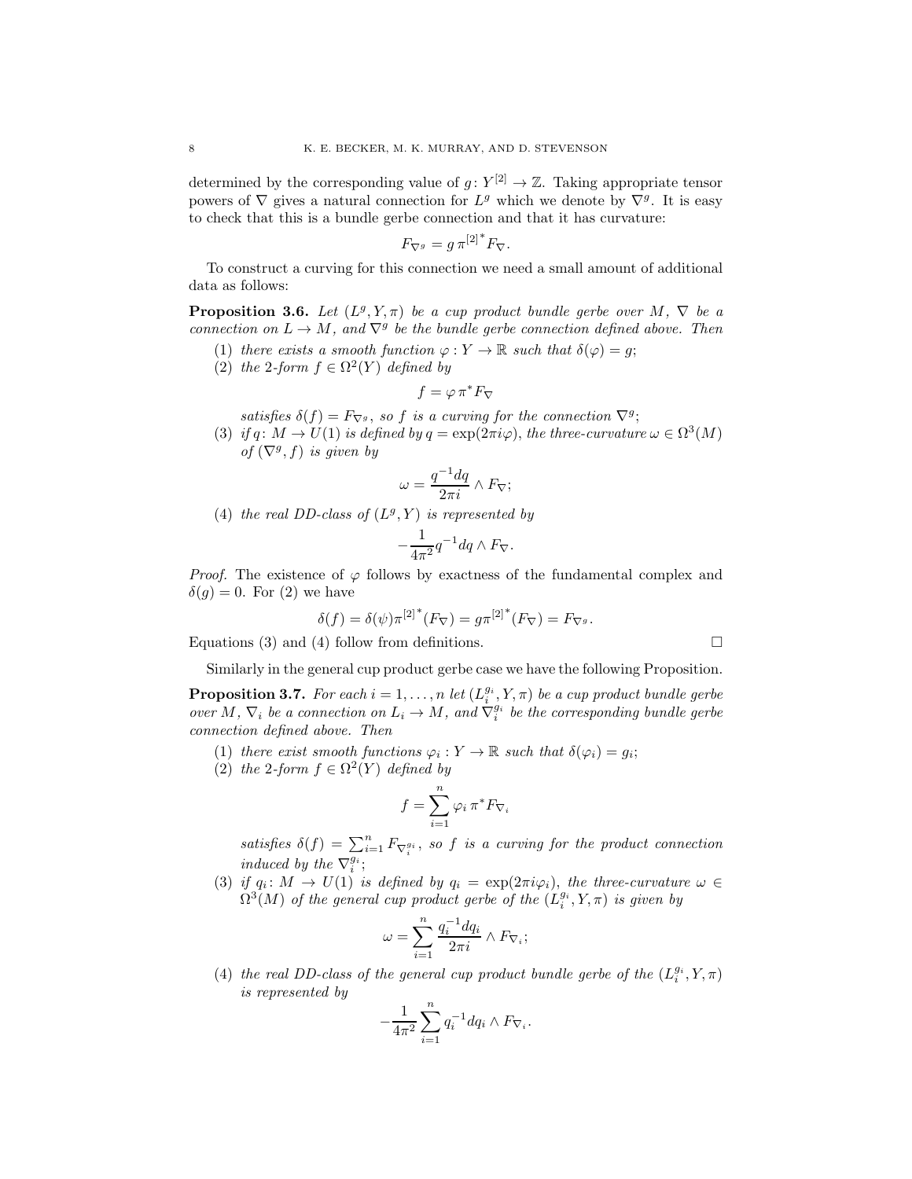determined by the corresponding value of $g\colon Y^{[2]} \to \mathbb{Z}$. Taking appropriate tensor powers of $\nabla$ gives a natural connection for $L^g$ which we denote by $\nabla^g$. It is easy to check that this is a bundle gerbe connection and that it has curvature:

$$F_{\nabla^g} = g\, {\pi^{[2]}}^* F_{\nabla}.$$

To construct a curving for this connection we need a small amount of additional data as follows:

**Proposition 3.6.** *Let $(L^g, Y, \pi)$ be a cup product bundle gerbe over $M$, $\nabla$ be a connection on $L \to M$, and $\nabla^g$ be the bundle gerbe connection defined above. Then*

1. *there exists a smooth function $\varphi : Y \to \mathbb{R}$ such that $\delta(\varphi) = g$;*
2. *the 2-form $f \in \Omega^2(Y)$ defined by*
$$f = \varphi\, \pi^* F_{\nabla}$$
*satisfies $\delta(f) = F_{\nabla^g}$, so $f$ is a curving for the connection $\nabla^g$;*
3. *if $q\colon M \to U(1)$ is defined by $q = \exp(2\pi i \varphi)$, the three-curvature $\omega \in \Omega^3(M)$ of $(\nabla^g, f)$ is given by*
$$\omega = \frac{q^{-1}dq}{2\pi i} \wedge F_{\nabla};$$
4. *the real DD-class of $(L^g, Y)$ is represented by*
$$-\frac{1}{4\pi^2} q^{-1}dq \wedge F_{\nabla}.$$

*Proof.* The existence of $\varphi$ follows by exactness of the fundamental complex and $\delta(g) = 0$. For (2) we have

$$\delta(f) = \delta(\psi){\pi^{[2]}}^*(F_{\nabla}) = g{\pi^{[2]}}^*(F_{\nabla}) = F_{\nabla^g}.$$

Equations (3) and (4) follow from definitions. $\square$

Similarly in the general cup product gerbe case we have the following Proposition.

**Proposition 3.7.** *For each $i = 1, \ldots, n$ let $(L_i^{g_i}, Y, \pi)$ be a cup product bundle gerbe over $M$, $\nabla_i$ be a connection on $L_i \to M$, and $\nabla_i^{g_i}$ be the corresponding bundle gerbe connection defined above. Then*

1. *there exist smooth functions $\varphi_i : Y \to \mathbb{R}$ such that $\delta(\varphi_i) = g_i$;*
2. *the 2-form $f \in \Omega^2(Y)$ defined by*
$$f = \sum_{i=1}^{n} \varphi_i\, \pi^* F_{\nabla_i}$$
*satisfies $\delta(f) = \sum_{i=1}^{n} F_{\nabla_i^{g_i}}$, so $f$ is a curving for the product connection induced by the $\nabla_i^{g_i}$;*
3. *if $q_i\colon M \to U(1)$ is defined by $q_i = \exp(2\pi i \varphi_i)$, the three-curvature $\omega \in \Omega^3(M)$ of the general cup product gerbe of the $(L_i^{g_i}, Y, \pi)$ is given by*
$$\omega = \sum_{i=1}^{n} \frac{q_i^{-1}dq_i}{2\pi i} \wedge F_{\nabla_i};$$
4. *the real DD-class of the general cup product bundle gerbe of the $(L_i^{g_i}, Y, \pi)$ is represented by*
$$-\frac{1}{4\pi^2} \sum_{i=1}^{n} q_i^{-1}dq_i \wedge F_{\nabla_i}.$$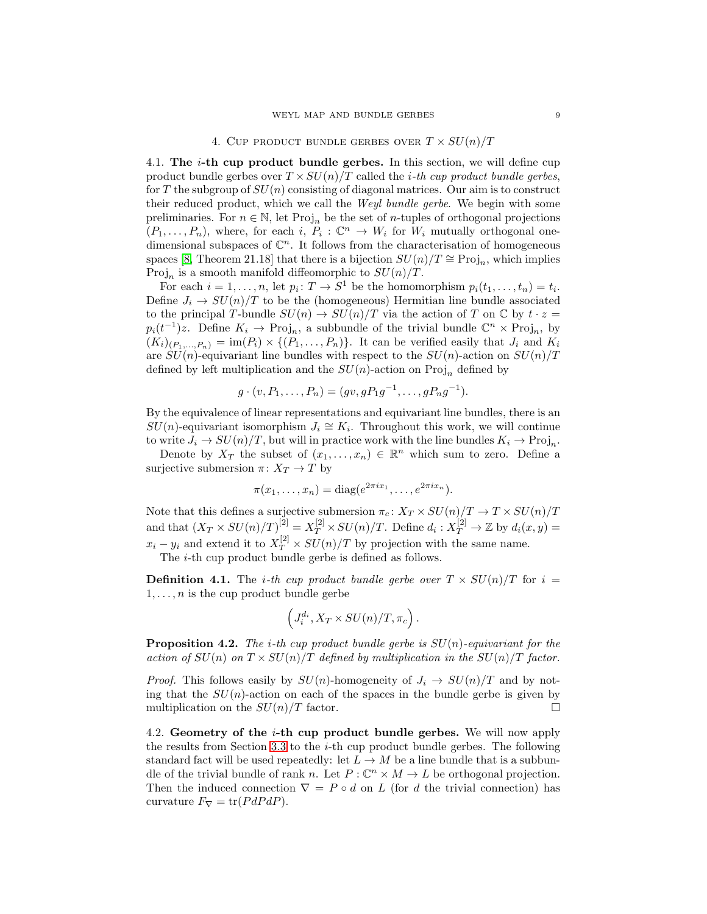## 4. Cup product bundle gerbes over $T \times SU(n)/T$

### 4.1. The $i$-th cup product bundle gerbes.

In this section, we will define cup product bundle gerbes over $T \times SU(n)/T$ called the *$i$-th cup product bundle gerbes*, for $T$ the subgroup of $SU(n)$ consisting of diagonal matrices. Our aim is to construct their reduced product, which we call the *Weyl bundle gerbe*. We begin with some preliminaries. For $n \in \mathbb{N}$, let $\text{Proj}_n$ be the set of $n$-tuples of orthogonal projections $(P_1, \ldots, P_n)$, where, for each $i$, $P_i : \mathbb{C}^n \to W_i$ for $W_i$ mutually orthogonal one-dimensional subspaces of $\mathbb{C}^n$. It follows from the characterisation of homogeneous spaces [8, Theorem 21.18] that there is a bijection $SU(n)/T \cong \text{Proj}_n$, which implies $\text{Proj}_n$ is a smooth manifold diffeomorphic to $SU(n)/T$.

For each $i = 1, \ldots, n$, let $p_i : T \to S^1$ be the homomorphism $p_i(t_1, \ldots, t_n) = t_i$. Define $J_i \to SU(n)/T$ to be the (homogeneous) Hermitian line bundle associated to the principal $T$-bundle $SU(n) \to SU(n)/T$ via the action of $T$ on $\mathbb{C}$ by $t \cdot z = p_i(t^{-1})z$. Define $K_i \to \text{Proj}_n$, a subbundle of the trivial bundle $\mathbb{C}^n \times \text{Proj}_n$, by $(K_i)_{(P_1,\ldots,P_n)} = \text{im}(P_i) \times \{(P_1, \ldots, P_n)\}$. It can be verified easily that $J_i$ and $K_i$ are $SU(n)$-equivariant line bundles with respect to the $SU(n)$-action on $SU(n)/T$ defined by left multiplication and the $SU(n)$-action on $\text{Proj}_n$ defined by

$$g \cdot (v, P_1, \ldots, P_n) = (gv, gP_1g^{-1}, \ldots, gP_ng^{-1}).$$

By the equivalence of linear representations and equivariant line bundles, there is an $SU(n)$-equivariant isomorphism $J_i \cong K_i$. Throughout this work, we will continue to write $J_i \to SU(n)/T$, but will in practice work with the line bundles $K_i \to \text{Proj}_n$.

Denote by $X_T$ the subset of $(x_1, \ldots, x_n) \in \mathbb{R}^n$ which sum to zero. Define a surjective submersion $\pi : X_T \to T$ by

$$\pi(x_1, \ldots, x_n) = \text{diag}(e^{2\pi i x_1}, \ldots, e^{2\pi i x_n}).$$

Note that this defines a surjective submersion $\pi_c : X_T \times SU(n)/T \to T \times SU(n)/T$ and that $(X_T \times SU(n)/T)^{[2]} = X_T^{[2]} \times SU(n)/T$. Define $d_i : X_T^{[2]} \to \mathbb{Z}$ by $d_i(x, y) = x_i - y_i$ and extend it to $X_T^{[2]} \times SU(n)/T$ by projection with the same name.

The $i$-th cup product bundle gerbe is defined as follows.

**Definition 4.1.** The *$i$-th cup product bundle gerbe over* $T \times SU(n)/T$ for $i = 1, \ldots, n$ is the cup product bundle gerbe

$$\left(J_i^{d_i}, X_T \times SU(n)/T, \pi_c\right).$$

**Proposition 4.2.** *The $i$-th cup product bundle gerbe is $SU(n)$-equivariant for the action of $SU(n)$ on $T \times SU(n)/T$ defined by multiplication in the $SU(n)/T$ factor.*

*Proof.* This follows easily by $SU(n)$-homogeneity of $J_i \to SU(n)/T$ and by noting that the $SU(n)$-action on each of the spaces in the bundle gerbe is given by multiplication on the $SU(n)/T$ factor. □

### 4.2. Geometry of the $i$-th cup product bundle gerbes.

We will now apply the results from Section 3.3 to the $i$-th cup product bundle gerbes. The following standard fact will be used repeatedly: let $L \to M$ be a line bundle that is a subbundle of the trivial bundle of rank $n$. Let $P : \mathbb{C}^n \times M \to L$ be orthogonal projection. Then the induced connection $\nabla = P \circ d$ on $L$ (for $d$ the trivial connection) has curvature $F_\nabla = \text{tr}(PdPdP)$.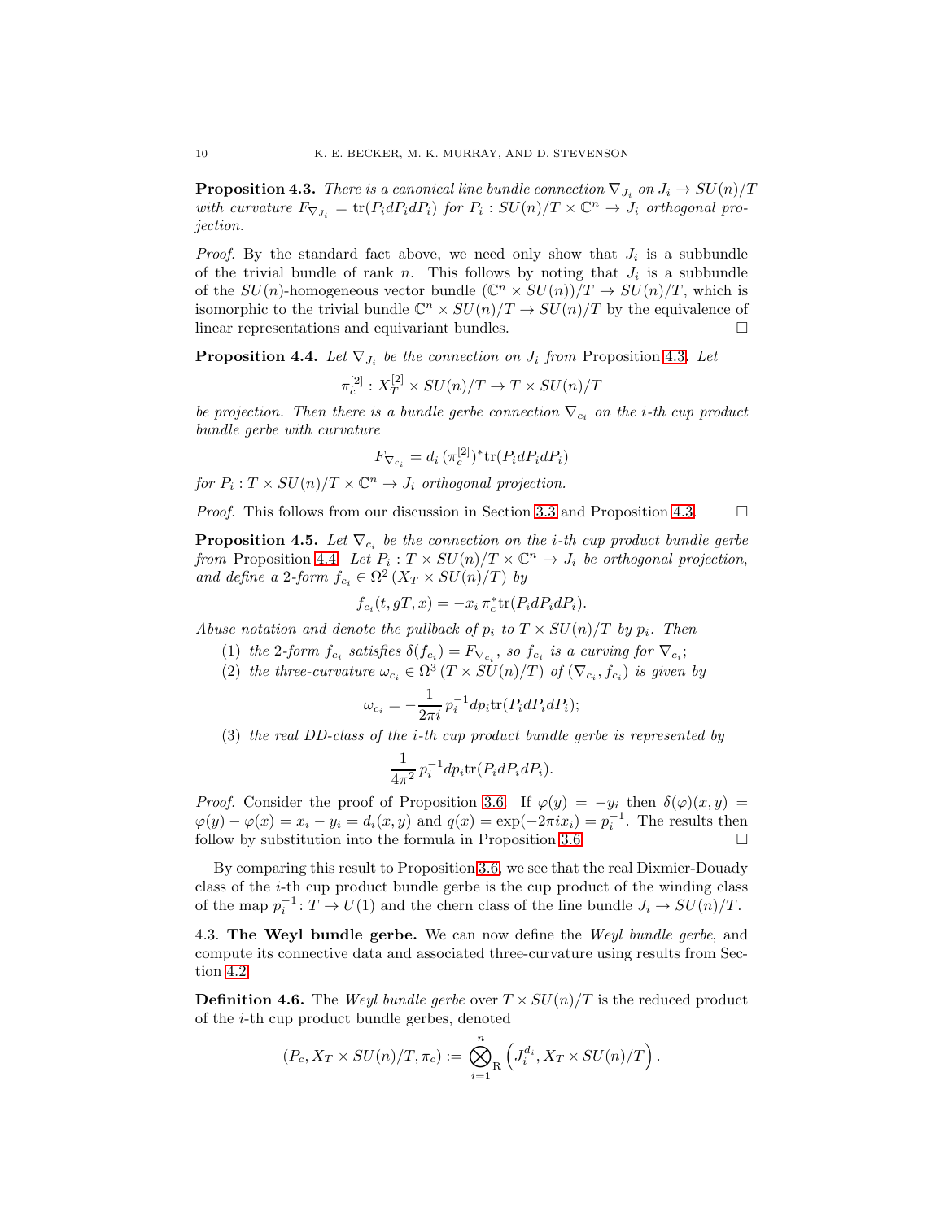**Proposition 4.3.** *There is a canonical line bundle connection $\nabla_{J_i}$ on $J_i \to SU(n)/T$ with curvature $F_{\nabla_{J_i}} = \mathrm{tr}(P_i dP_i dP_i)$ for $P_i : SU(n)/T \times \mathbb{C}^n \to J_i$ orthogonal projection.*

*Proof.* By the standard fact above, we need only show that $J_i$ is a subbundle of the trivial bundle of rank $n$. This follows by noting that $J_i$ is a subbundle of the $SU(n)$-homogeneous vector bundle $(\mathbb{C}^n \times SU(n))/T \to SU(n)/T$, which is isomorphic to the trivial bundle $\mathbb{C}^n \times SU(n)/T \to SU(n)/T$ by the equivalence of linear representations and equivariant bundles. □

**Proposition 4.4.** *Let $\nabla_{J_i}$ be the connection on $J_i$ from* Proposition 4.3*. Let*

$$\pi_c^{[2]} : X_T^{[2]} \times SU(n)/T \to T \times SU(n)/T$$

*be projection. Then there is a bundle gerbe connection $\nabla_{c_i}$ on the $i$-th cup product bundle gerbe with curvature*

$$F_{\nabla_{c_i}} = d_i \, (\pi_c^{[2]})^* \mathrm{tr}(P_i dP_i dP_i)$$

*for $P_i : T \times SU(n)/T \times \mathbb{C}^n \to J_i$ orthogonal projection.*

*Proof.* This follows from our discussion in Section 3.3 and Proposition 4.3. □

**Proposition 4.5.** *Let $\nabla_{c_i}$ be the connection on the $i$-th cup product bundle gerbe from* Proposition 4.4*. Let $P_i : T \times SU(n)/T \times \mathbb{C}^n \to J_i$ be orthogonal projection, and define a 2-form $f_{c_i} \in \Omega^2 (X_T \times SU(n)/T)$ by*

$$f_{c_i}(t, gT, x) = -x_i \, \pi_c^* \mathrm{tr}(P_i dP_i dP_i).$$

*Abuse notation and denote the pullback of $p_i$ to $T \times SU(n)/T$ by $p_i$. Then*

1. *the 2-form $f_{c_i}$ satisfies $\delta(f_{c_i}) = F_{\nabla_{c_i}}$, so $f_{c_i}$ is a curving for $\nabla_{c_i}$;*
2. *the three-curvature $\omega_{c_i} \in \Omega^3 (T \times SU(n)/T)$ of $(\nabla_{c_i}, f_{c_i})$ is given by*

$$\omega_{c_i} = -\frac{1}{2\pi i} \, p_i^{-1} dp_i \mathrm{tr}(P_i dP_i dP_i);$$

3. *the real DD-class of the $i$-th cup product bundle gerbe is represented by*

$$\frac{1}{4\pi^2} \, p_i^{-1} dp_i \mathrm{tr}(P_i dP_i dP_i).$$

*Proof.* Consider the proof of Proposition 3.6. If $\varphi(y) = -y_i$ then $\delta(\varphi)(x, y) = \varphi(y) - \varphi(x) = x_i - y_i = d_i(x, y)$ and $q(x) = \exp(-2\pi i x_i) = p_i^{-1}$. The results then follow by substitution into the formula in Proposition 3.6. □

By comparing this result to Proposition 3.6, we see that the real Dixmier-Douady class of the $i$-th cup product bundle gerbe is the cup product of the winding class of the map $p_i^{-1} : T \to U(1)$ and the chern class of the line bundle $J_i \to SU(n)/T$.

### 4.3. The Weyl bundle gerbe.

We can now define the *Weyl bundle gerbe*, and compute its connective data and associated three-curvature using results from Section 4.2.

**Definition 4.6.** The *Weyl bundle gerbe* over $T \times SU(n)/T$ is the reduced product of the $i$-th cup product bundle gerbes, denoted

$$(P_c, X_T \times SU(n)/T, \pi_c) := \bigotimes_{i=1}^{n}{}_{\mathrm{R}} \left( J_i^{d_i}, X_T \times SU(n)/T \right).$$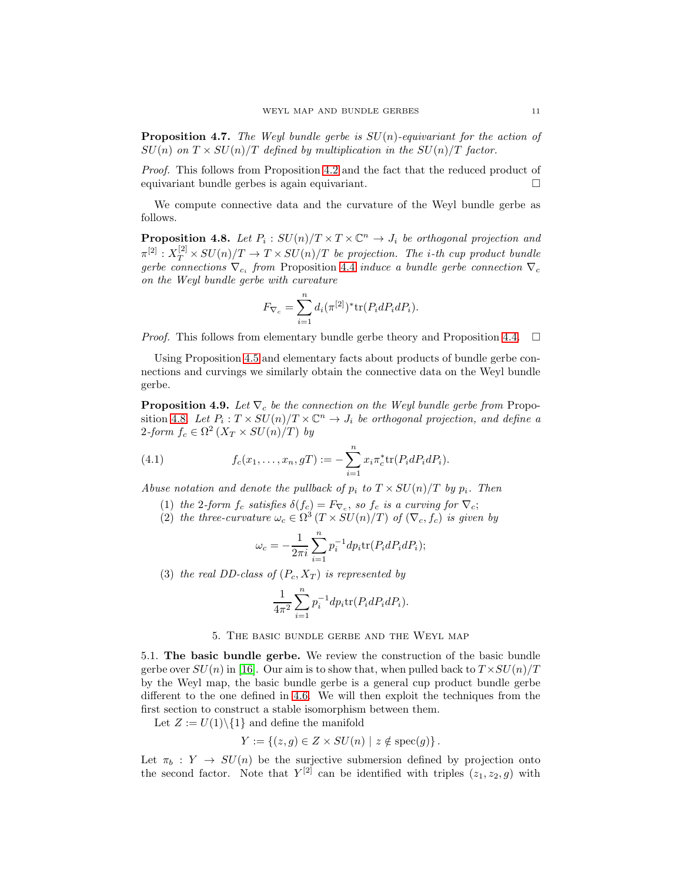**Proposition 4.7.** *The Weyl bundle gerbe is $SU(n)$-equivariant for the action of $SU(n)$ on $T \times SU(n)/T$ defined by multiplication in the $SU(n)/T$ factor.*

*Proof.* This follows from Proposition 4.2 and the fact that the reduced product of equivariant bundle gerbes is again equivariant. □

We compute connective data and the curvature of the Weyl bundle gerbe as follows.

**Proposition 4.8.** *Let $P_i : SU(n)/T \times T \times \mathbb{C}^n \to J_i$ be orthogonal projection and $\pi^{[2]} : X_T^{[2]} \times SU(n)/T \to T \times SU(n)/T$ be projection. The $i$-th cup product bundle gerbe connections $\nabla_{c_i}$ from* Proposition 4.4 *induce a bundle gerbe connection $\nabla_c$ on the Weyl bundle gerbe with curvature*

$$F_{\nabla_c} = \sum_{i=1}^{n} d_i (\pi^{[2]})^* \mathrm{tr}(P_i dP_i dP_i).$$

*Proof.* This follows from elementary bundle gerbe theory and Proposition 4.4. □

Using Proposition 4.5 and elementary facts about products of bundle gerbe connections and curvings we similarly obtain the connective data on the Weyl bundle gerbe.

**Proposition 4.9.** *Let $\nabla_c$ be the connection on the Weyl bundle gerbe from* Proposition 4.8*. Let $P_i : T \times SU(n)/T \times \mathbb{C}^n \to J_i$ be orthogonal projection, and define a 2-form $f_c \in \Omega^2 (X_T \times SU(n)/T)$ by*

$$f_c(x_1, \ldots, x_n, gT) := -\sum_{i=1}^{n} x_i \pi_c^* \mathrm{tr}(P_i dP_i dP_i). \tag{4.1}$$

*Abuse notation and denote the pullback of $p_i$ to $T \times SU(n)/T$ by $p_i$. Then*

1. *the 2-form $f_c$ satisfies $\delta(f_c) = F_{\nabla_c}$, so $f_c$ is a curving for $\nabla_c$;*
2. *the three-curvature $\omega_c \in \Omega^3 (T \times SU(n)/T)$ of $(\nabla_c, f_c)$ is given by*
$$\omega_c = -\frac{1}{2\pi i} \sum_{i=1}^{n} p_i^{-1} dp_i \mathrm{tr}(P_i dP_i dP_i);$$
3. *the real DD-class of $(P_c, X_T)$ is represented by*
$$\frac{1}{4\pi^2} \sum_{i=1}^{n} p_i^{-1} dp_i \mathrm{tr}(P_i dP_i dP_i).$$

## 5. The basic bundle gerbe and the Weyl map

5.1. **The basic bundle gerbe.** We review the construction of the basic bundle gerbe over $SU(n)$ in [16]. Our aim is to show that, when pulled back to $T \times SU(n)/T$ by the Weyl map, the basic bundle gerbe is a general cup product bundle gerbe different to the one defined in 4.6. We will then exploit the techniques from the first section to construct a stable isomorphism between them.

Let $Z := U(1) \backslash \{1\}$ and define the manifold

$$Y := \{(z, g) \in Z \times SU(n) \mid z \notin \mathrm{spec}(g)\}.$$

Let $\pi_b : Y \to SU(n)$ be the surjective submersion defined by projection onto the second factor. Note that $Y^{[2]}$ can be identified with triples $(z_1, z_2, g)$ with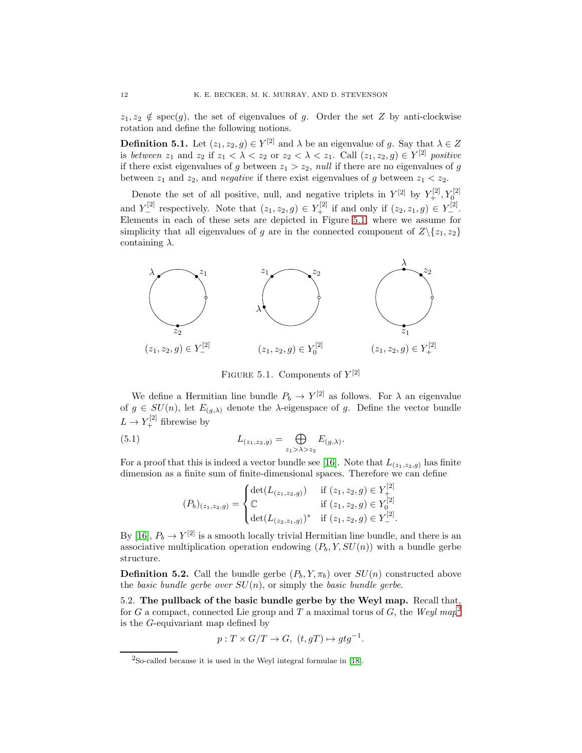$z_1, z_2 \notin \mathrm{spec}(g)$, the set of eigenvalues of $g$. Order the set $Z$ by anti-clockwise rotation and define the following notions.

**Definition 5.1.** Let $(z_1, z_2, g) \in Y^{[2]}$ and $\lambda$ be an eigenvalue of $g$. Say that $\lambda \in Z$ is *between* $z_1$ and $z_2$ if $z_1 < \lambda < z_2$ or $z_2 < \lambda < z_1$. Call $(z_1, z_2, g) \in Y^{[2]}$ *positive* if there exist eigenvalues of $g$ between $z_1 > z_2$, *null* if there are no eigenvalues of $g$ between $z_1$ and $z_2$, and *negative* if there exist eigenvalues of $g$ between $z_1 < z_2$.

Denote the set of all positive, null, and negative triplets in $Y^{[2]}$ by $Y^{[2]}_+, Y^{[2]}_0$ and $Y^{[2]}_-$ respectively. Note that $(z_1, z_2, g) \in Y^{[2]}_+$ if and only if $(z_2, z_1, g) \in Y^{[2]}_-$. Elements in each of these sets are depicted in Figure 5.1, where we assume for simplicity that all eigenvalues of $g$ are in the connected component of $Z \backslash \{z_1, z_2\}$ containing $\lambda$.

$(z_1, z_2, g) \in Y^{[2]}_-$ $\qquad$ $(z_1, z_2, g) \in Y^{[2]}_0$ $\qquad$ $(z_1, z_2, g) \in Y^{[2]}_+$

Figure 5.1. Components of $Y^{[2]}$

We define a Hermitian line bundle $P_b \to Y^{[2]}$ as follows. For $\lambda$ an eigenvalue of $g \in SU(n)$, let $E_{(g,\lambda)}$ denote the $\lambda$-eigenspace of $g$. Define the vector bundle $L \to Y^{[2]}_+$ fibrewise by

$$L_{(z_1,z_2,g)} = \bigoplus_{z_1 > \lambda > z_2} E_{(g,\lambda)}. \tag{5.1}$$

For a proof that this is indeed a vector bundle see [16]. Note that $L_{(z_1,z_2,g)}$ has finite dimension as a finite sum of finite-dimensional spaces. Therefore we can define

$$(P_b)_{(z_1,z_2,g)} = \begin{cases} \det(L_{(z_1,z_2,g)}) & \text{if } (z_1, z_2, g) \in Y^{[2]}_+ \\ \mathbb{C} & \text{if } (z_1, z_2, g) \in Y^{[2]}_0 \\ \det(L_{(z_2,z_1,g)})^* & \text{if } (z_1, z_2, g) \in Y^{[2]}_-. \end{cases}$$

By [16], $P_b \to Y^{[2]}$ is a smooth locally trivial Hermitian line bundle, and there is an associative multiplication operation endowing $(P_b, Y, SU(n))$ with a bundle gerbe structure.

**Definition 5.2.** Call the bundle gerbe $(P_b, Y, \pi_b)$ over $SU(n)$ constructed above the *basic bundle gerbe over $SU(n)$*, or simply the *basic bundle gerbe*.

5.2. **The pullback of the basic bundle gerbe by the Weyl map.** Recall that, for $G$ a compact, connected Lie group and $T$ a maximal torus of $G$, the *Weyl map*[2] is the $G$-equivariant map defined by

$$p : T \times G/T \to G, \ (t, gT) \mapsto gtg^{-1}.$$

[2]So-called because it is used in the Weyl integral formulae in [18].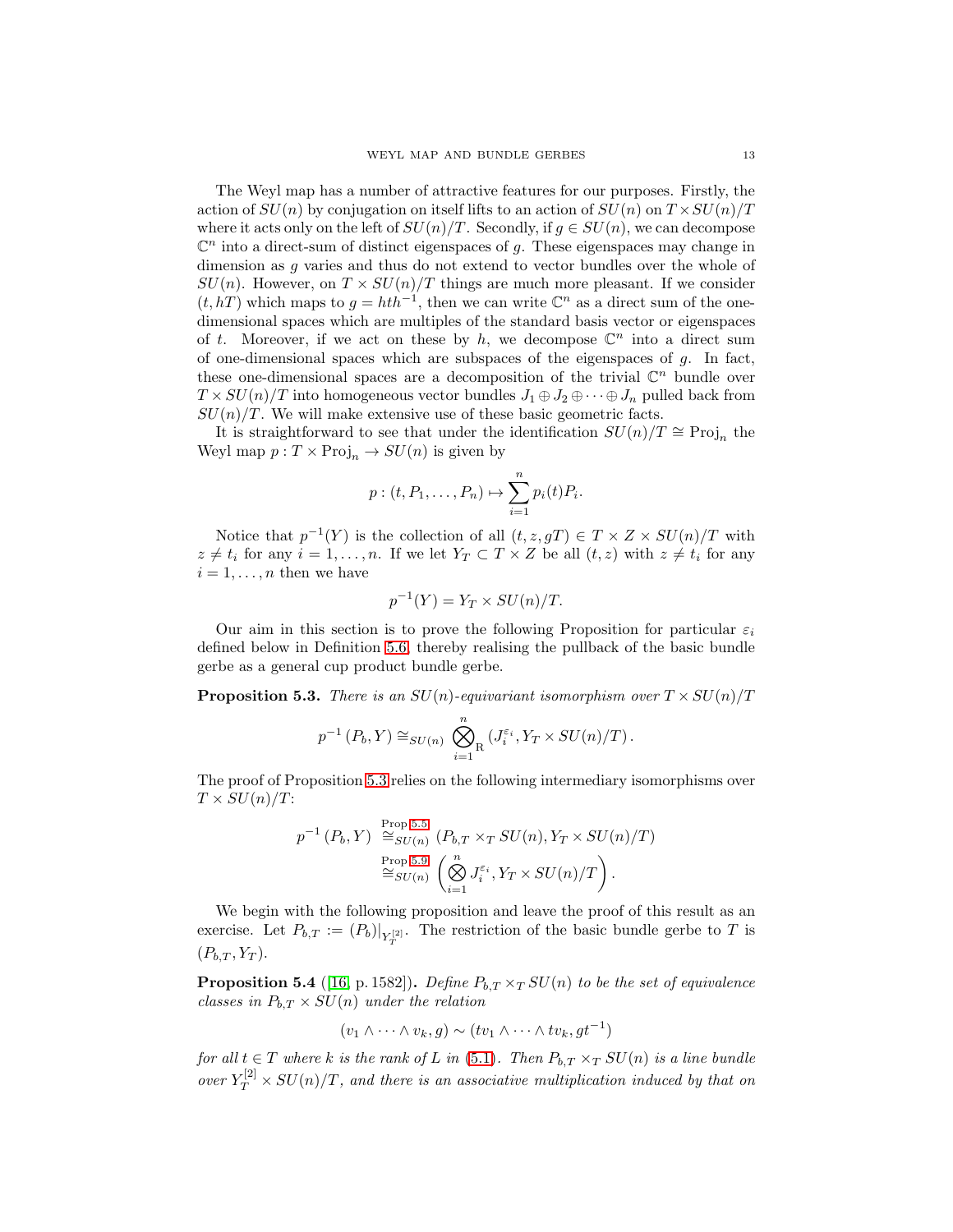The Weyl map has a number of attractive features for our purposes. Firstly, the action of $SU(n)$ by conjugation on itself lifts to an action of $SU(n)$ on $T \times SU(n)/T$ where it acts only on the left of $SU(n)/T$. Secondly, if $g \in SU(n)$, we can decompose $\mathbb{C}^n$ into a direct-sum of distinct eigenspaces of $g$. These eigenspaces may change in dimension as $g$ varies and thus do not extend to vector bundles over the whole of $SU(n)$. However, on $T \times SU(n)/T$ things are much more pleasant. If we consider $(t, hT)$ which maps to $g = hth^{-1}$, then we can write $\mathbb{C}^n$ as a direct sum of the one-dimensional spaces which are multiples of the standard basis vector or eigenspaces of $t$. Moreover, if we act on these by $h$, we decompose $\mathbb{C}^n$ into a direct sum of one-dimensional spaces which are subspaces of the eigenspaces of $g$. In fact, these one-dimensional spaces are a decomposition of the trivial $\mathbb{C}^n$ bundle over $T \times SU(n)/T$ into homogeneous vector bundles $J_1 \oplus J_2 \oplus \cdots \oplus J_n$ pulled back from $SU(n)/T$. We will make extensive use of these basic geometric facts.

It is straightforward to see that under the identification $SU(n)/T \cong \mathrm{Proj}_n$ the Weyl map $p : T \times \mathrm{Proj}_n \to SU(n)$ is given by

$$p : (t, P_1, \ldots, P_n) \mapsto \sum_{i=1}^{n} p_i(t) P_i.$$

Notice that $p^{-1}(Y)$ is the collection of all $(t, z, gT) \in T \times Z \times SU(n)/T$ with $z \neq t_i$ for any $i = 1, \ldots, n$. If we let $Y_T \subset T \times Z$ be all $(t, z)$ with $z \neq t_i$ for any $i = 1, \ldots, n$ then we have

$$p^{-1}(Y) = Y_T \times SU(n)/T.$$

Our aim in this section is to prove the following Proposition for particular $\varepsilon_i$ defined below in Definition 5.6, thereby realising the pullback of the basic bundle gerbe as a general cup product bundle gerbe.

**Proposition 5.3.** *There is an $SU(n)$-equivariant isomorphism over $T \times SU(n)/T$*

$$p^{-1}(P_b, Y) \cong_{SU(n)} \bigotimes_{i=1}^{n}{}_{\mathrm{R}} \left(J_i^{\varepsilon_i}, Y_T \times SU(n)/T\right).$$

The proof of Proposition 5.3 relies on the following intermediary isomorphisms over $T \times SU(n)/T$:

$$\begin{aligned} p^{-1}(P_b, Y) &\overset{\text{Prop 5.5}}{\cong}_{SU(n)} (P_{b,T} \times_T SU(n), Y_T \times SU(n)/T) \\ &\overset{\text{Prop 5.9}}{\cong}_{SU(n)} \left( \bigotimes_{i=1}^{n} J_i^{\varepsilon_i}, Y_T \times SU(n)/T \right). \end{aligned}$$

We begin with the following proposition and leave the proof of this result as an exercise. Let $P_{b,T} := (P_b)|_{Y_T^{[2]}}$. The restriction of the basic bundle gerbe to $T$ is $(P_{b,T}, Y_T)$.

**Proposition 5.4** ([16, p. 1582]). *Define $P_{b,T} \times_T SU(n)$ to be the set of equivalence classes in $P_{b,T} \times SU(n)$ under the relation*

$$(v_1 \wedge \cdots \wedge v_k, g) \sim (tv_1 \wedge \cdots \wedge tv_k, gt^{-1})$$

*for all $t \in T$ where $k$ is the rank of $L$ in (5.1). Then $P_{b,T} \times_T SU(n)$ is a line bundle over $Y_T^{[2]} \times SU(n)/T$, and there is an associative multiplication induced by that on*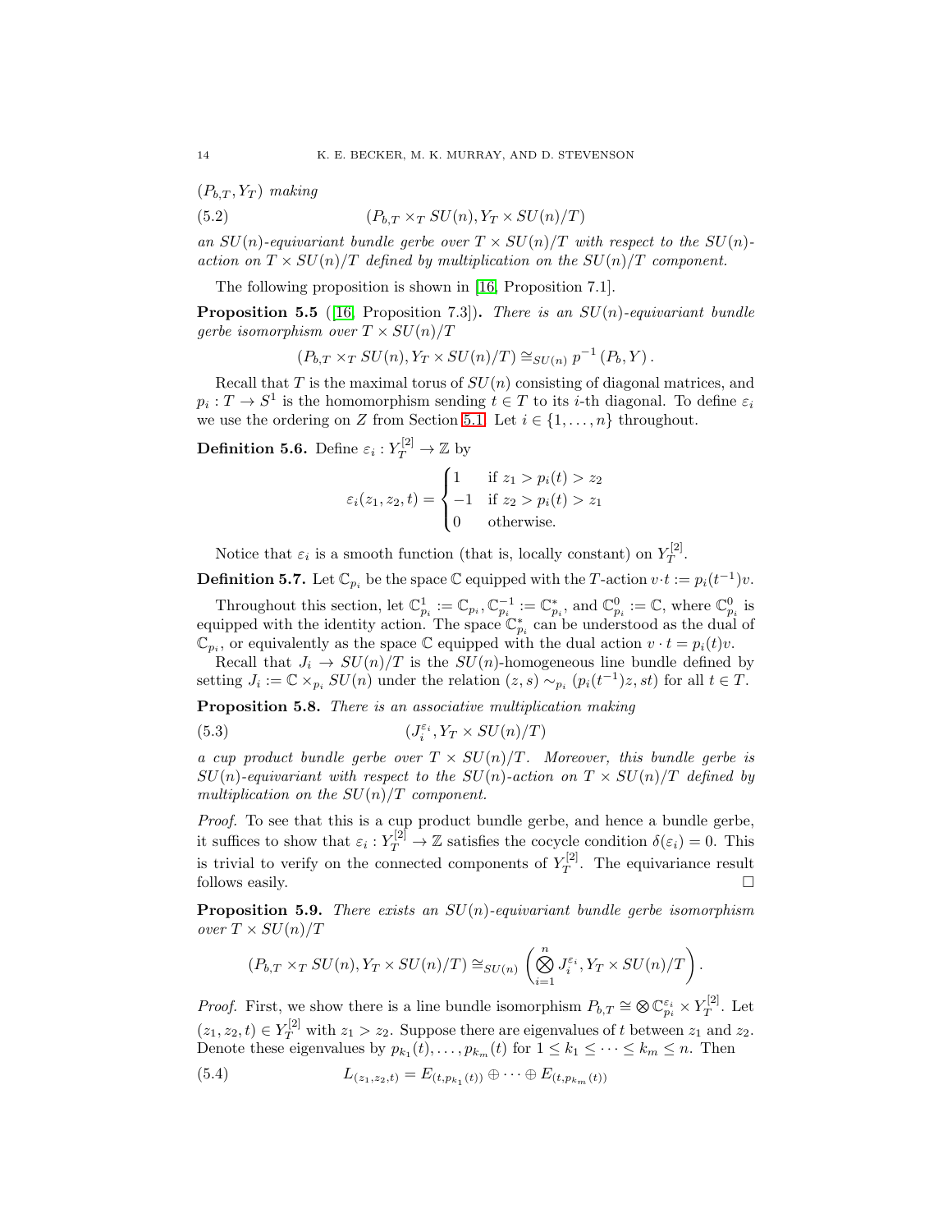$(P_{b,T}, Y_T)$ *making*

$$(P_{b,T} \times_T SU(n), Y_T \times SU(n)/T) \tag{5.2}$$

*an* $SU(n)$*-equivariant bundle gerbe over* $T \times SU(n)/T$ *with respect to the* $SU(n)$*-action on* $T \times SU(n)/T$ *defined by multiplication on the* $SU(n)/T$ *component.*

The following proposition is shown in [16, Proposition 7.1].

**Proposition 5.5** ([16, Proposition 7.3])**.** *There is an* $SU(n)$*-equivariant bundle gerbe isomorphism over* $T \times SU(n)/T$

$$(P_{b,T} \times_T SU(n), Y_T \times SU(n)/T) \cong_{SU(n)} p^{-1}(P_b, Y).$$

Recall that $T$ is the maximal torus of $SU(n)$ consisting of diagonal matrices, and $p_i : T \to S^1$ is the homomorphism sending $t \in T$ to its $i$-th diagonal. To define $\varepsilon_i$ we use the ordering on $Z$ from Section 5.1. Let $i \in \{1, \ldots, n\}$ throughout.

**Definition 5.6.** Define $\varepsilon_i : Y_T^{[2]} \to \mathbb{Z}$ by

$$\varepsilon_i(z_1, z_2, t) = \begin{cases} 1 & \text{if } z_1 > p_i(t) > z_2 \\ -1 & \text{if } z_2 > p_i(t) > z_1 \\ 0 & \text{otherwise.} \end{cases}$$

Notice that $\varepsilon_i$ is a smooth function (that is, locally constant) on $Y_T^{[2]}$.

**Definition 5.7.** Let $\mathbb{C}_{p_i}$ be the space $\mathbb{C}$ equipped with the $T$-action $v \cdot t := p_i(t^{-1})v$.

Throughout this section, let $\mathbb{C}_{p_i}^1 := \mathbb{C}_{p_i}, \mathbb{C}_{p_i}^{-1} := \mathbb{C}_{p_i}^*$, and $\mathbb{C}_{p_i}^0 := \mathbb{C}$, where $\mathbb{C}_{p_i}^0$ is equipped with the identity action. The space $\mathbb{C}_{p_i}^*$ can be understood as the dual of $\mathbb{C}_{p_i}$, or equivalently as the space $\mathbb{C}$ equipped with the dual action $v \cdot t = p_i(t)v$.

Recall that $J_i \to SU(n)/T$ is the $SU(n)$-homogeneous line bundle defined by setting $J_i := \mathbb{C} \times_{p_i} SU(n)$ under the relation $(z, s) \sim_{p_i} (p_i(t^{-1})z, st)$ for all $t \in T$.

**Proposition 5.8.** *There is an associative multiplication making*

$$(J_i^{\varepsilon_i}, Y_T \times SU(n)/T) \tag{5.3}$$

*a cup product bundle gerbe over* $T \times SU(n)/T$*. Moreover, this bundle gerbe is* $SU(n)$*-equivariant with respect to the* $SU(n)$*-action on* $T \times SU(n)/T$ *defined by multiplication on the* $SU(n)/T$ *component.*

*Proof.* To see that this is a cup product bundle gerbe, and hence a bundle gerbe, it suffices to show that $\varepsilon_i : Y_T^{[2]} \to \mathbb{Z}$ satisfies the cocycle condition $\delta(\varepsilon_i) = 0$. This is trivial to verify on the connected components of $Y_T^{[2]}$. The equivariance result follows easily. □

**Proposition 5.9.** *There exists an* $SU(n)$*-equivariant bundle gerbe isomorphism over* $T \times SU(n)/T$

$$(P_{b,T} \times_T SU(n), Y_T \times SU(n)/T) \cong_{SU(n)} \left( \bigotimes_{i=1}^n J_i^{\varepsilon_i}, Y_T \times SU(n)/T \right).$$

*Proof.* First, we show there is a line bundle isomorphism $P_{b,T} \cong \bigotimes \mathbb{C}_{p_i}^{\varepsilon_i} \times Y_T^{[2]}$. Let $(z_1, z_2, t) \in Y_T^{[2]}$ with $z_1 > z_2$. Suppose there are eigenvalues of $t$ between $z_1$ and $z_2$. Denote these eigenvalues by $p_{k_1}(t), \ldots, p_{k_m}(t)$ for $1 \leq k_1 \leq \cdots \leq k_m \leq n$. Then

$$L_{(z_1,z_2,t)} = E_{(t,p_{k_1}(t))} \oplus \cdots \oplus E_{(t,p_{k_m}(t))} \tag{5.4}$$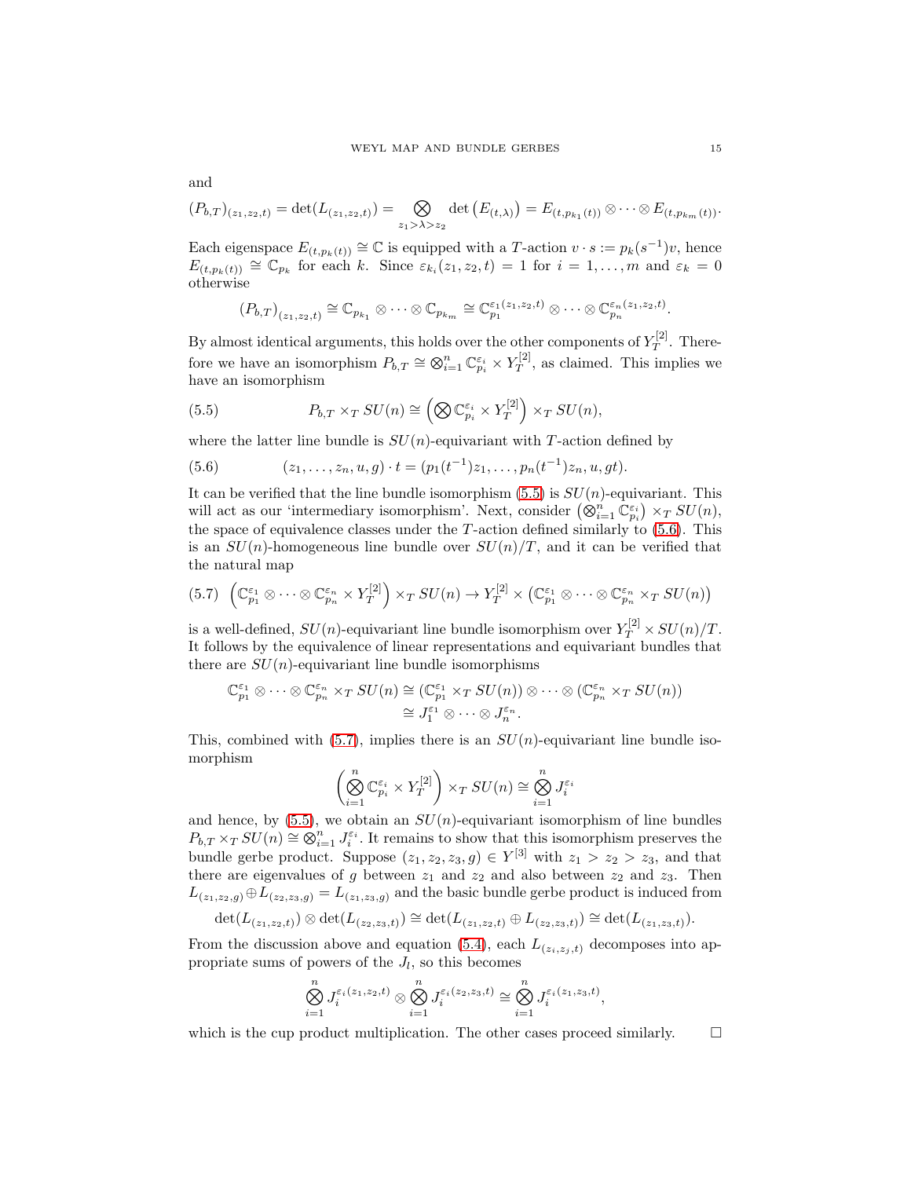and

$$(P_{b,T})_{(z_1,z_2,t)} = \det(L_{(z_1,z_2,t)}) = \bigotimes_{z_1 > \lambda > z_2} \det\left(E_{(t,\lambda)}\right) = E_{(t,p_{k_1}(t))} \otimes \cdots \otimes E_{(t,p_{k_m}(t))}.$$

Each eigenspace $E_{(t,p_k(t))} \cong \mathbb{C}$ is equipped with a $T$-action $v \cdot s := p_k(s^{-1})v$, hence $E_{(t,p_k(t))} \cong \mathbb{C}_{p_k}$ for each $k$. Since $\varepsilon_{k_i}(z_1, z_2, t) = 1$ for $i = 1, \ldots, m$ and $\varepsilon_k = 0$ otherwise

$$(P_{b,T})_{(z_1,z_2,t)} \cong \mathbb{C}_{p_{k_1}} \otimes \cdots \otimes \mathbb{C}_{p_{k_m}} \cong \mathbb{C}_{p_1}^{\varepsilon_1(z_1,z_2,t)} \otimes \cdots \otimes \mathbb{C}_{p_n}^{\varepsilon_n(z_1,z_2,t)}.$$

By almost identical arguments, this holds over the other components of $Y_T^{[2]}$. Therefore we have an isomorphism $P_{b,T} \cong \bigotimes_{i=1}^n \mathbb{C}_{p_i}^{\varepsilon_i} \times Y_T^{[2]}$, as claimed. This implies we have an isomorphism

$$P_{b,T} \times_T SU(n) \cong \left(\bigotimes \mathbb{C}_{p_i}^{\varepsilon_i} \times Y_T^{[2]}\right) \times_T SU(n), \tag{5.5}$$

where the latter line bundle is $SU(n)$-equivariant with $T$-action defined by

$$(z_1, \ldots, z_n, u, g) \cdot t = (p_1(t^{-1})z_1, \ldots, p_n(t^{-1})z_n, u, gt). \tag{5.6}$$

It can be verified that the line bundle isomorphism (5.5) is $SU(n)$-equivariant. This will act as our 'intermediary isomorphism'. Next, consider $\left(\bigotimes_{i=1}^n \mathbb{C}_{p_i}^{\varepsilon_i}\right) \times_T SU(n)$, the space of equivalence classes under the $T$-action defined similarly to (5.6). This is an $SU(n)$-homogeneous line bundle over $SU(n)/T$, and it can be verified that the natural map

$$\left(\mathbb{C}_{p_1}^{\varepsilon_1} \otimes \cdots \otimes \mathbb{C}_{p_n}^{\varepsilon_n} \times Y_T^{[2]}\right) \times_T SU(n) \to Y_T^{[2]} \times \left(\mathbb{C}_{p_1}^{\varepsilon_1} \otimes \cdots \otimes \mathbb{C}_{p_n}^{\varepsilon_n} \times_T SU(n)\right) \tag{5.7}$$

is a well-defined, $SU(n)$-equivariant line bundle isomorphism over $Y_T^{[2]} \times SU(n)/T$. It follows by the equivalence of linear representations and equivariant bundles that there are $SU(n)$-equivariant line bundle isomorphisms

$$\begin{aligned}\mathbb{C}_{p_1}^{\varepsilon_1} \otimes \cdots \otimes \mathbb{C}_{p_n}^{\varepsilon_n} \times_T SU(n) &\cong (\mathbb{C}_{p_1}^{\varepsilon_1} \times_T SU(n)) \otimes \cdots \otimes (\mathbb{C}_{p_n}^{\varepsilon_n} \times_T SU(n)) \\ &\cong J_1^{\varepsilon_1} \otimes \cdots \otimes J_n^{\varepsilon_n}.\end{aligned}$$

This, combined with (5.7), implies there is an $SU(n)$-equivariant line bundle isomorphism

$$\left(\bigotimes_{i=1}^n \mathbb{C}_{p_i}^{\varepsilon_i} \times Y_T^{[2]}\right) \times_T SU(n) \cong \bigotimes_{i=1}^n J_i^{\varepsilon_i}$$

and hence, by (5.5), we obtain an $SU(n)$-equivariant isomorphism of line bundles $P_{b,T} \times_T SU(n) \cong \bigotimes_{i=1}^n J_i^{\varepsilon_i}$. It remains to show that this isomorphism preserves the bundle gerbe product. Suppose $(z_1, z_2, z_3, g) \in Y^{[3]}$ with $z_1 > z_2 > z_3$, and that there are eigenvalues of $g$ between $z_1$ and $z_2$ and also between $z_2$ and $z_3$. Then $L_{(z_1,z_2,g)} \oplus L_{(z_2,z_3,g)} = L_{(z_1,z_3,g)}$ and the basic bundle gerbe product is induced from

$$\det(L_{(z_1,z_2,t)}) \otimes \det(L_{(z_2,z_3,t)}) \cong \det(L_{(z_1,z_2,t)} \oplus L_{(z_2,z_3,t)}) \cong \det(L_{(z_1,z_3,t)}).$$

From the discussion above and equation (5.4), each $L_{(z_i,z_j,t)}$ decomposes into appropriate sums of powers of the $J_l$, so this becomes

$$\bigotimes_{i=1}^n J_i^{\varepsilon_i(z_1,z_2,t)} \otimes \bigotimes_{i=1}^n J_i^{\varepsilon_i(z_2,z_3,t)} \cong \bigotimes_{i=1}^n J_i^{\varepsilon_i(z_1,z_3,t)},$$

which is the cup product multiplication. The other cases proceed similarly. $\square$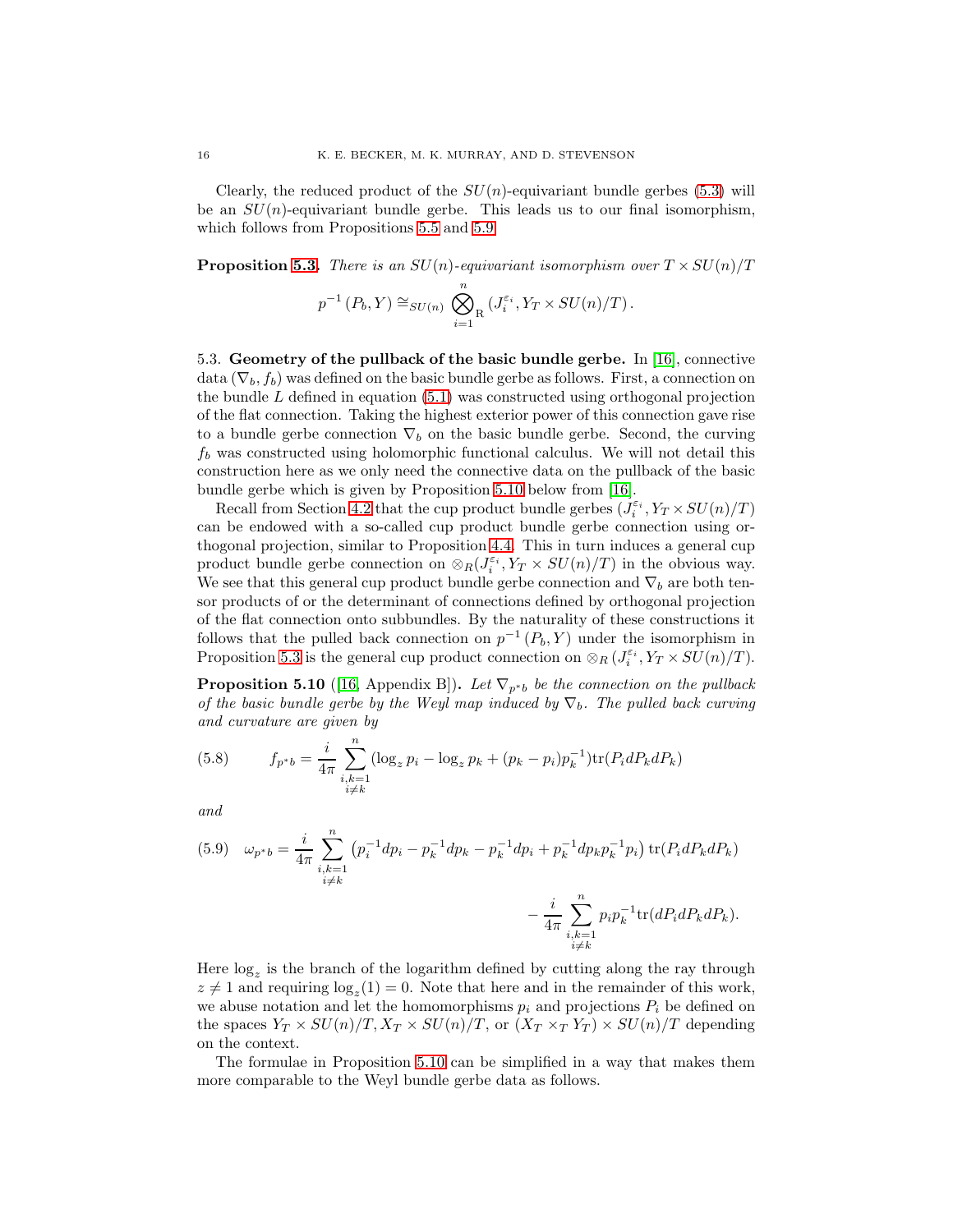Clearly, the reduced product of the $SU(n)$-equivariant bundle gerbes (5.3) will be an $SU(n)$-equivariant bundle gerbe. This leads us to our final isomorphism, which follows from Propositions 5.5 and 5.9.

**Proposition 5.3.** *There is an $SU(n)$-equivariant isomorphism over $T \times SU(n)/T$*

$$p^{-1}(P_b, Y) \cong_{SU(n)} \bigotimes_{i=1}^{n}{}_{\mathrm{R}} \left(J_i^{\varepsilon_i}, Y_T \times SU(n)/T\right).$$

5.3. **Geometry of the pullback of the basic bundle gerbe.** In [16], connective data $(\nabla_b, f_b)$ was defined on the basic bundle gerbe as follows. First, a connection on the bundle $L$ defined in equation (5.1) was constructed using orthogonal projection of the flat connection. Taking the highest exterior power of this connection gave rise to a bundle gerbe connection $\nabla_b$ on the basic bundle gerbe. Second, the curving $f_b$ was constructed using holomorphic functional calculus. We will not detail this construction here as we only need the connective data on the pullback of the basic bundle gerbe which is given by Proposition 5.10 below from [16].

Recall from Section 4.2 that the cup product bundle gerbes $(J_i^{\varepsilon_i}, Y_T \times SU(n)/T)$ can be endowed with a so-called cup product bundle gerbe connection using orthogonal projection, similar to Proposition 4.4. This in turn induces a general cup product bundle gerbe connection on $\otimes_R (J_i^{\varepsilon_i}, Y_T \times SU(n)/T)$ in the obvious way. We see that this general cup product bundle gerbe connection and $\nabla_b$ are both tensor products of or the determinant of connections defined by orthogonal projection of the flat connection onto subbundles. By the naturality of these constructions it follows that the pulled back connection on $p^{-1}(P_b, Y)$ under the isomorphism in Proposition 5.3 is the general cup product connection on $\otimes_R (J_i^{\varepsilon_i}, Y_T \times SU(n)/T)$.

**Proposition 5.10** ([16, Appendix B]). *Let $\nabla_{p^*b}$ be the connection on the pullback of the basic bundle gerbe by the Weyl map induced by $\nabla_b$. The pulled back curving and curvature are given by*

$$f_{p^*b} = \frac{i}{4\pi} \sum_{\substack{i,k=1 \\ i \neq k}}^{n} (\log_z p_i - \log_z p_k + (p_k - p_i) p_k^{-1}) \mathrm{tr}(P_i dP_k dP_k) \tag{5.8}$$

*and*

$$\omega_{p^*b} = \frac{i}{4\pi} \sum_{\substack{i,k=1 \\ i \neq k}}^{n} \left(p_i^{-1} dp_i - p_k^{-1} dp_k - p_k^{-1} dp_i + p_k^{-1} dp_k p_k^{-1} p_i\right) \mathrm{tr}(P_i dP_k dP_k) - \frac{i}{4\pi} \sum_{\substack{i,k=1 \\ i \neq k}}^{n} p_i p_k^{-1} \mathrm{tr}(dP_i dP_k dP_k). \tag{5.9}$$

Here $\log_z$ is the branch of the logarithm defined by cutting along the ray through $z \neq 1$ and requiring $\log_z(1) = 0$. Note that here and in the remainder of this work, we abuse notation and let the homomorphisms $p_i$ and projections $P_i$ be defined on the spaces $Y_T \times SU(n)/T, X_T \times SU(n)/T$, or $(X_T \times_T Y_T) \times SU(n)/T$ depending on the context.

The formulae in Proposition 5.10 can be simplified in a way that makes them more comparable to the Weyl bundle gerbe data as follows.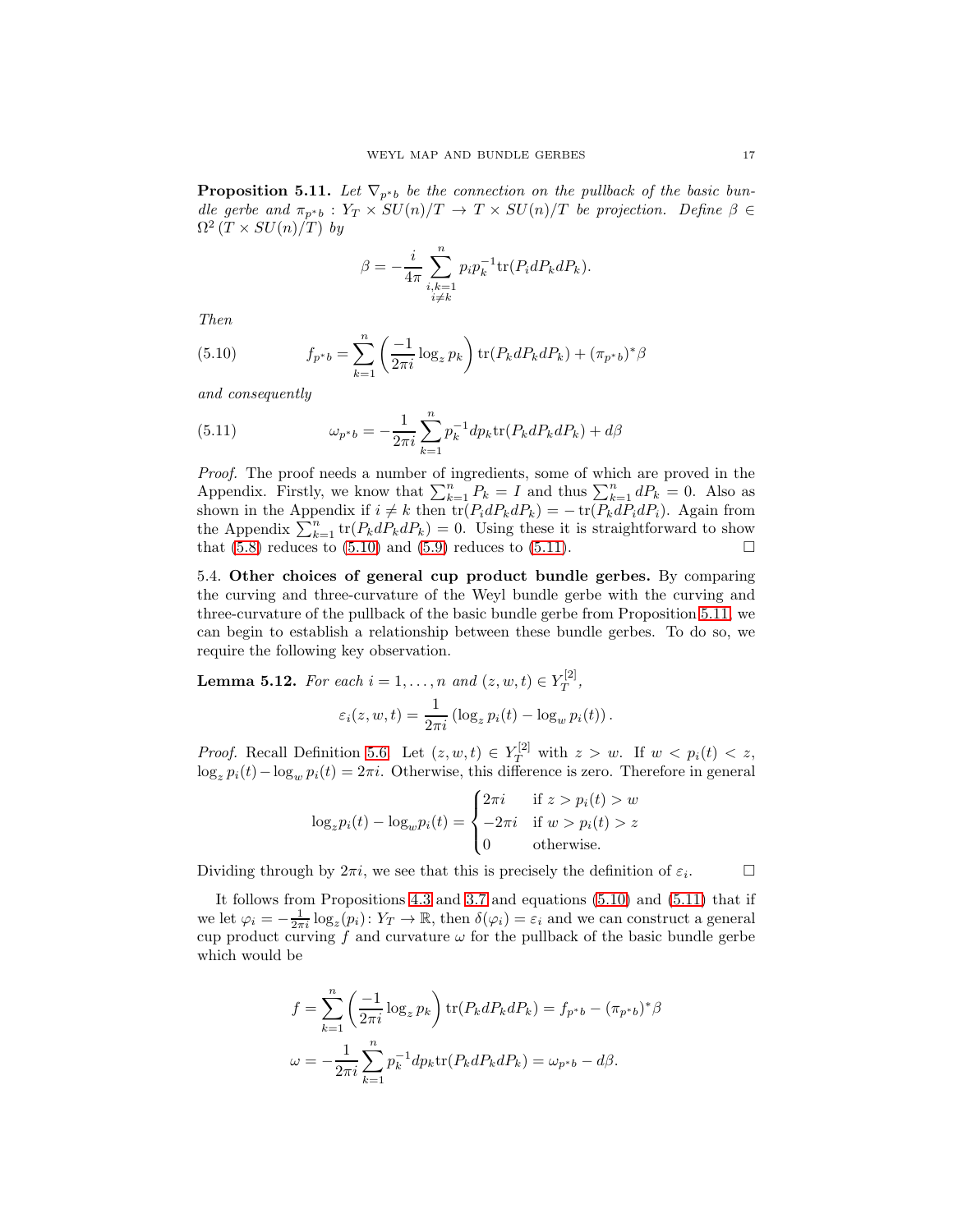**Proposition 5.11.** *Let $\nabla_{p^*b}$ be the connection on the pullback of the basic bundle gerbe and $\pi_{p^*b} : Y_T \times SU(n)/T \to T \times SU(n)/T$ be projection. Define $\beta \in \Omega^2(T \times SU(n)/T)$ by*

$$\beta = -\frac{i}{4\pi} \sum_{\substack{i,k=1 \\ i \neq k}}^{n} p_i p_k^{-1} \mathrm{tr}(P_i dP_k dP_k).$$

*Then*

$$f_{p^*b} = \sum_{k=1}^{n} \left( \frac{-1}{2\pi i} \log_z p_k \right) \mathrm{tr}(P_k dP_k dP_k) + (\pi_{p^*b})^* \beta \tag{5.10}$$

*and consequently*

$$\omega_{p^*b} = -\frac{1}{2\pi i} \sum_{k=1}^{n} p_k^{-1} dp_k \mathrm{tr}(P_k dP_k dP_k) + d\beta \tag{5.11}$$

*Proof.* The proof needs a number of ingredients, some of which are proved in the Appendix. Firstly, we know that $\sum_{k=1}^n P_k = I$ and thus $\sum_{k=1}^n dP_k = 0$. Also as shown in the Appendix if $i \neq k$ then $\mathrm{tr}(P_i dP_k dP_k) = -\mathrm{tr}(P_k dP_i dP_i)$. Again from the Appendix $\sum_{k=1}^n \mathrm{tr}(P_k dP_k dP_k) = 0$. Using these it is straightforward to show that (5.8) reduces to (5.10) and (5.9) reduces to (5.11). □

## 5.4. Other choices of general cup product bundle gerbes.

By comparing the curving and three-curvature of the Weyl bundle gerbe with the curving and three-curvature of the pullback of the basic bundle gerbe from Proposition 5.11, we can begin to establish a relationship between these bundle gerbes. To do so, we require the following key observation.

**Lemma 5.12.** *For each $i = 1, \ldots, n$ and $(z, w, t) \in Y_T^{[2]}$,*

$$\varepsilon_i(z, w, t) = \frac{1}{2\pi i} \left( \log_z p_i(t) - \log_w p_i(t) \right).$$

*Proof.* Recall Definition 5.6. Let $(z, w, t) \in Y_T^{[2]}$ with $z > w$. If $w < p_i(t) < z$, $\log_z p_i(t) - \log_w p_i(t) = 2\pi i$. Otherwise, this difference is zero. Therefore in general

$$\log_z p_i(t) - \log_w p_i(t) = \begin{cases} 2\pi i & \text{if } z > p_i(t) > w \\ -2\pi i & \text{if } w > p_i(t) > z \\ 0 & \text{otherwise.} \end{cases}$$

Dividing through by $2\pi i$, we see that this is precisely the definition of $\varepsilon_i$. □

It follows from Propositions 4.3 and 3.7 and equations (5.10) and (5.11) that if we let $\varphi_i = -\frac{1}{2\pi i} \log_z(p_i) : Y_T \to \mathbb{R}$, then $\delta(\varphi_i) = \varepsilon_i$ and we can construct a general cup product curving $f$ and curvature $\omega$ for the pullback of the basic bundle gerbe which would be

$$f = \sum_{k=1}^{n} \left( \frac{-1}{2\pi i} \log_z p_k \right) \mathrm{tr}(P_k dP_k dP_k) = f_{p^*b} - (\pi_{p^*b})^* \beta$$

$$\omega = -\frac{1}{2\pi i} \sum_{k=1}^{n} p_k^{-1} dp_k \mathrm{tr}(P_k dP_k dP_k) = \omega_{p^*b} - d\beta.$$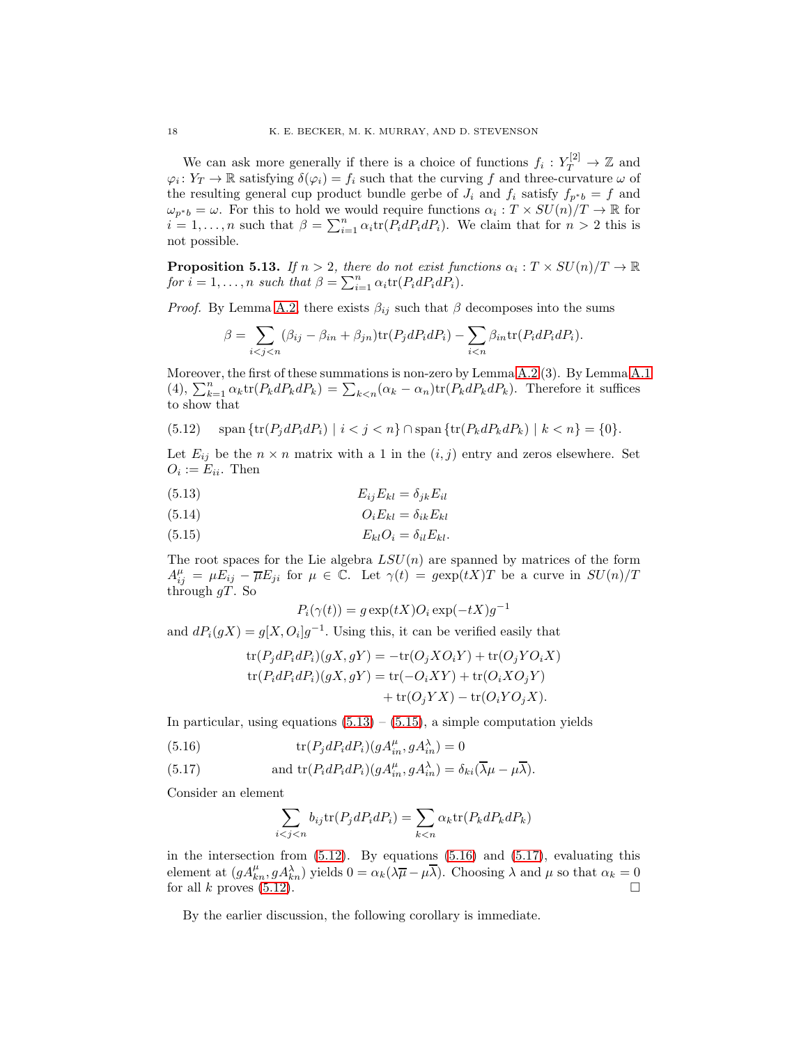We can ask more generally if there is a choice of functions $f_i : Y_T^{[2]} \to \mathbb{Z}$ and $\varphi_i \colon Y_T \to \mathbb{R}$ satisfying $\delta(\varphi_i) = f_i$ such that the curving $f$ and three-curvature $\omega$ of the resulting general cup product bundle gerbe of $J_i$ and $f_i$ satisfy $f_{p^*b} = f$ and $\omega_{p^*b} = \omega$. For this to hold we would require functions $\alpha_i : T \times SU(n)/T \to \mathbb{R}$ for $i = 1, \dots, n$ such that $\beta = \sum_{i=1}^n \alpha_i \mathrm{tr}(P_i dP_i dP_i)$. We claim that for $n > 2$ this is not possible.

**Proposition 5.13.** *If $n > 2$, there do not exist functions $\alpha_i : T \times SU(n)/T \to \mathbb{R}$ for $i = 1, \dots, n$ such that $\beta = \sum_{i=1}^n \alpha_i \mathrm{tr}(P_i dP_i dP_i)$.*

*Proof.* By Lemma A.2, there exists $\beta_{ij}$ such that $\beta$ decomposes into the sums

$$\beta = \sum_{i<j<n} (\beta_{ij} - \beta_{in} + \beta_{jn}) \mathrm{tr}(P_j dP_i dP_i) - \sum_{i<n} \beta_{in} \mathrm{tr}(P_i dP_i dP_i).$$

Moreover, the first of these summations is non-zero by Lemma A.2 (3). By Lemma A.1 (4), $\sum_{k=1}^n \alpha_k \mathrm{tr}(P_k dP_k dP_k) = \sum_{k<n} (\alpha_k - \alpha_n) \mathrm{tr}(P_k dP_k dP_k)$. Therefore it suffices to show that

$$\mathrm{span}\,\{\mathrm{tr}(P_j dP_i dP_i) \mid i < j < n\} \cap \mathrm{span}\,\{\mathrm{tr}(P_k dP_k dP_k) \mid k < n\} = \{0\}. \tag{5.12}$$

Let $E_{ij}$ be the $n \times n$ matrix with a 1 in the $(i, j)$ entry and zeros elsewhere. Set $O_i := E_{ii}$. Then

$$E_{ij} E_{kl} = \delta_{jk} E_{il} \tag{5.13}$$

$$O_i E_{kl} = \delta_{ik} E_{kl} \tag{5.14}$$

$$E_{kl} O_i = \delta_{il} E_{kl}. \tag{5.15}$$

The root spaces for the Lie algebra $LSU(n)$ are spanned by matrices of the form $A_{ij}^\mu = \mu E_{ij} - \overline{\mu} E_{ji}$ for $\mu \in \mathbb{C}$. Let $\gamma(t) = g\exp(tX)T$ be a curve in $SU(n)/T$ through $gT$. So

$$P_i(\gamma(t)) = g \exp(tX) O_i \exp(-tX) g^{-1}$$

and $dP_i(gX) = g[X, O_i]g^{-1}$. Using this, it can be verified easily that

$$\begin{aligned}
\mathrm{tr}(P_j dP_i dP_i)(gX, gY) &= -\mathrm{tr}(O_j X O_i Y) + \mathrm{tr}(O_j Y O_i X) \\
\mathrm{tr}(P_i dP_i dP_i)(gX, gY) &= \mathrm{tr}(-O_i XY) + \mathrm{tr}(O_i X O_j Y) \\
&\quad + \mathrm{tr}(O_j YX) - \mathrm{tr}(O_i Y O_j X).
\end{aligned}$$

In particular, using equations (5.13) – (5.15), a simple computation yields

$$\mathrm{tr}(P_j dP_i dP_i)(gA_{in}^\mu, gA_{in}^\lambda) = 0 \tag{5.16}$$

$$\text{and } \mathrm{tr}(P_i dP_i dP_i)(gA_{in}^\mu, gA_{in}^\lambda) = \delta_{ki}(\overline{\lambda}\mu - \mu\overline{\lambda}). \tag{5.17}$$

Consider an element

$$\sum_{i<j<n} b_{ij} \mathrm{tr}(P_j dP_i dP_i) = \sum_{k<n} \alpha_k \mathrm{tr}(P_k dP_k dP_k)$$

in the intersection from (5.12). By equations (5.16) and (5.17), evaluating this element at $(gA_{kn}^\mu, gA_{kn}^\lambda)$ yields $0 = \alpha_k(\lambda\overline{\mu} - \mu\overline{\lambda})$. Choosing $\lambda$ and $\mu$ so that $\alpha_k = 0$ for all $k$ proves (5.12). $\square$

By the earlier discussion, the following corollary is immediate.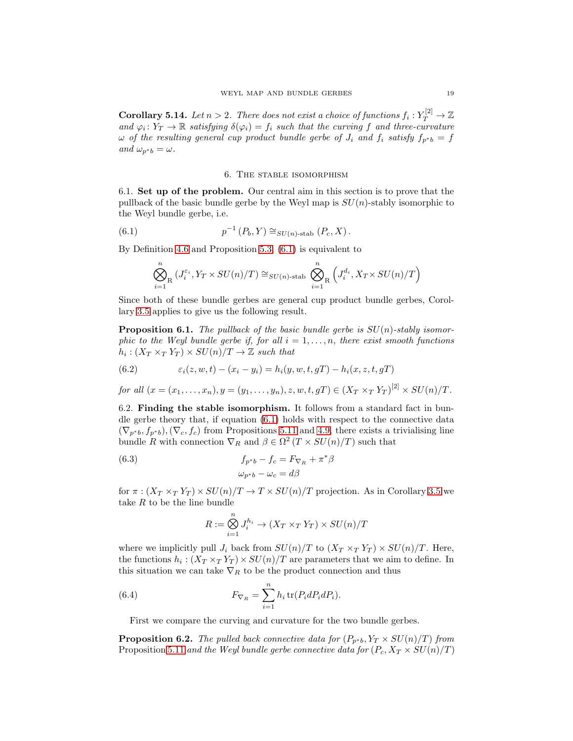**Corollary 5.14.** *Let $n > 2$. There does not exist a choice of functions $f_i : Y_T^{[2]} \to \mathbb{Z}$ and $\varphi_i \colon Y_T \to \mathbb{R}$ satisfying $\delta(\varphi_i) = f_i$ such that the curving $f$ and three-curvature $\omega$ of the resulting general cup product bundle gerbe of $J_i$ and $f_i$ satisfy $f_{p^*b} = f$ and $\omega_{p^*b} = \omega$.*

## 6. The stable isomorphism

6.1. **Set up of the problem.** Our central aim in this section is to prove that the pullback of the basic bundle gerbe by the Weyl map is $SU(n)$-stably isomorphic to the Weyl bundle gerbe, i.e.

$$p^{-1}(P_b, Y) \cong_{SU(n)\text{-stab}} (P_c, X). \tag{6.1}$$

By Definition 4.6 and Proposition 5.3, (6.1) is equivalent to

$$\bigotimes_{i=1}^{n}{}_{\mathrm{R}} \left(J_i^{\varepsilon_i}, Y_T \times SU(n)/T\right) \cong_{SU(n)\text{-stab}} \bigotimes_{i=1}^{n}{}_{\mathrm{R}} \left(J_i^{d_i}, X_T \times SU(n)/T\right)$$

Since both of these bundle gerbes are general cup product bundle gerbes, Corollary 3.5 applies to give us the following result.

**Proposition 6.1.** *The pullback of the basic bundle gerbe is $SU(n)$-stably isomorphic to the Weyl bundle gerbe if, for all $i = 1, \ldots, n$, there exist smooth functions $h_i : (X_T \times_T Y_T) \times SU(n)/T \to \mathbb{Z}$ such that*

$$\varepsilon_i(z, w, t) - (x_i - y_i) = h_i(y, w, t, gT) - h_i(x, z, t, gT) \tag{6.2}$$

*for all $(x = (x_1, \ldots, x_n), y = (y_1, \ldots, y_n), z, w, t, gT) \in (X_T \times_T Y_T)^{[2]} \times SU(n)/T$.*

6.2. **Finding the stable isomorphism.** It follows from a standard fact in bundle gerbe theory that, if equation (6.1) holds with respect to the connective data $(\nabla_{p^*b}, f_{p^*b}), (\nabla_c, f_c)$ from Propositions 5.11 and 4.9, there exists a trivialising line bundle $R$ with connection $\nabla_R$ and $\beta \in \Omega^2(T \times SU(n)/T)$ such that

$$\begin{aligned} f_{p^*b} - f_c &= F_{\nabla_R} + \pi^*\beta \\ \omega_{p^*b} - \omega_c &= d\beta \end{aligned} \tag{6.3}$$

for $\pi : (X_T \times_T Y_T) \times SU(n)/T \to T \times SU(n)/T$ projection. As in Corollary 3.5 we take $R$ to be the line bundle

$$R := \bigotimes_{i=1}^{n} J_i^{h_i} \to (X_T \times_T Y_T) \times SU(n)/T$$

where we implicitly pull $J_i$ back from $SU(n)/T$ to $(X_T \times_T Y_T) \times SU(n)/T$. Here, the functions $h_i : (X_T \times_T Y_T) \times SU(n)/T$ are parameters that we aim to define. In this situation we can take $\nabla_R$ to be the product connection and thus

$$F_{\nabla_R} = \sum_{i=1}^{n} h_i \operatorname{tr}(P_i dP_i dP_i). \tag{6.4}$$

First we compare the curving and curvature for the two bundle gerbes.

**Proposition 6.2.** *The pulled back connective data for $(P_{p^*b}, Y_T \times SU(n)/T)$ from* Proposition 5.11 *and the Weyl bundle gerbe connective data for $(P_c, X_T \times SU(n)/T)$*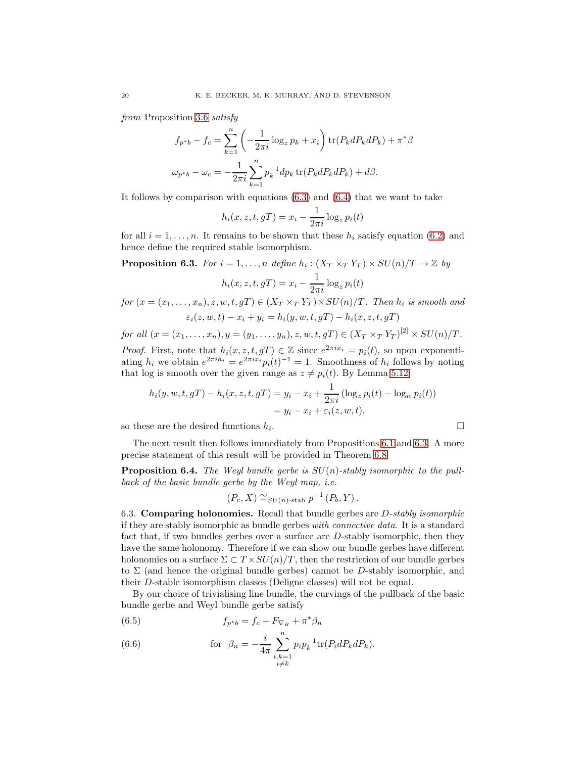*from* Proposition 3.6 *satisfy*

$$f_{p^*b} - f_c = \sum_{k=1}^{n} \left( -\frac{1}{2\pi i} \log_z p_k + x_i \right) \operatorname{tr}(P_k dP_k dP_k) + \pi^* \beta$$

$$\omega_{p^*b} - \omega_c = -\frac{1}{2\pi i} \sum_{k=1}^{n} p_k^{-1} dp_k \operatorname{tr}(P_k dP_k dP_k) + d\beta.$$

It follows by comparison with equations (6.3) and (6.4) that we want to take

$$h_i(x, z, t, gT) = x_i - \frac{1}{2\pi i} \log_z p_i(t)$$

for all $i = 1, \ldots, n$. It remains to be shown that these $h_i$ satisfy equation (6.2) and hence define the required stable isomorphism.

**Proposition 6.3.** *For $i = 1, \ldots, n$ define $h_i : (X_T \times_T Y_T) \times SU(n)/T \to \mathbb{Z}$ by*

$$h_i(x, z, t, gT) = x_i - \frac{1}{2\pi i} \log_z p_i(t)$$

*for $(x = (x_1, \ldots, x_n), z, w, t, gT) \in (X_T \times_T Y_T) \times SU(n)/T$. Then $h_i$ is smooth and*

$$\varepsilon_i(z, w, t) - x_i + y_i = h_i(y, w, t, gT) - h_i(x, z, t, gT)$$

*for all $(x = (x_1, \ldots, x_n), y = (y_1, \ldots, y_n), z, w, t, gT) \in (X_T \times_T Y_T)^{[2]} \times SU(n)/T$.*

*Proof.* First, note that $h_i(x, z, t, gT) \in \mathbb{Z}$ since $e^{2\pi i x_i} = p_i(t)$, so upon exponentiating $h_i$ we obtain $e^{2\pi i h_i} = e^{2\pi i x_i} p_i(t)^{-1} = 1$. Smoothness of $h_i$ follows by noting that log is smooth over the given range as $z \neq p_i(t)$. By Lemma 5.12,

$$\begin{aligned} h_i(y, w, t, gT) - h_i(x, z, t, gT) &= y_i - x_i + \frac{1}{2\pi i} \left( \log_z p_i(t) - \log_w p_i(t) \right) \\ &= y_i - x_i + \varepsilon_i(z, w, t), \end{aligned}$$

so these are the desired functions $h_i$. □

The next result then follows immediately from Propositions 6.1 and 6.3. A more precise statement of this result will be provided in Theorem 6.8.

**Proposition 6.4.** *The Weyl bundle gerbe is $SU(n)$-stably isomorphic to the pullback of the basic bundle gerbe by the Weyl map, i.e.*

$$(P_c, X) \cong_{SU(n)\text{-stab}} p^{-1} (P_b, Y).$$

6.3. **Comparing holonomies.** Recall that bundle gerbes are *D-stably isomorphic* if they are stably isomorphic as bundle gerbes *with connective data*. It is a standard fact that, if two bundles gerbes over a surface are $D$-stably isomorphic, then they have the same holonomy. Therefore if we can show our bundle gerbes have different holonomies on a surface $\Sigma \subset T \times SU(n)/T$, then the restriction of our bundle gerbes to $\Sigma$ (and hence the original bundle gerbes) cannot be $D$-stably isomorphic, and their $D$-stable isomorphism classes (Deligne classes) will not be equal.

By our choice of trivialising line bundle, the curvings of the pullback of the basic bundle gerbe and Weyl bundle gerbe satisfy

$$f_{p^*b} = f_c + F_{\nabla_R} + \pi^* \beta_n \tag{6.5}$$

$$\text{for } \ \beta_n = -\frac{i}{4\pi} \sum_{\substack{i,k=1 \\ i \neq k}}^{n} p_i p_k^{-1} \operatorname{tr}(P_i dP_k dP_k). \tag{6.6}$$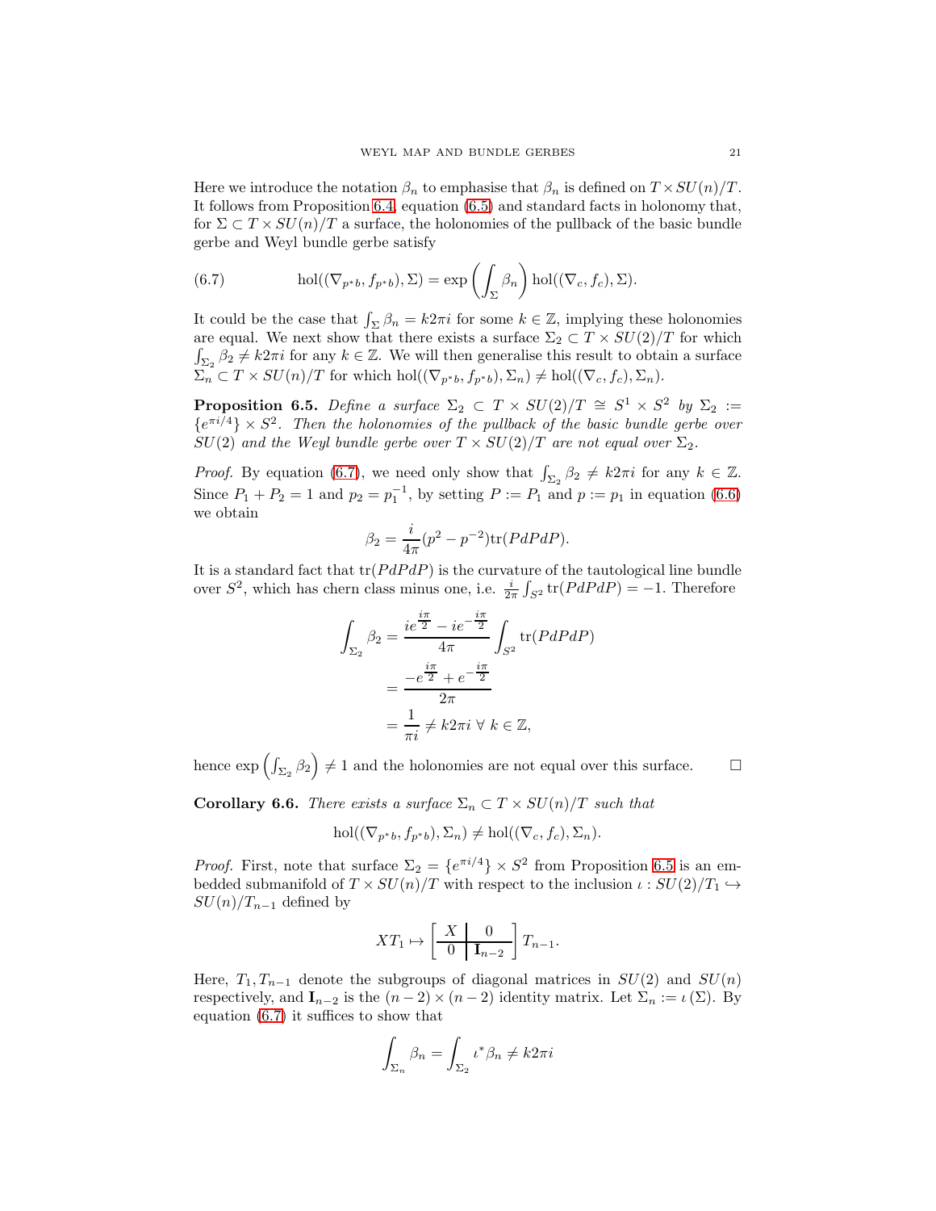Here we introduce the notation $\beta_n$ to emphasise that $\beta_n$ is defined on $T \times SU(n)/T$. It follows from Proposition 6.4, equation (6.5) and standard facts in holonomy that, for $\Sigma \subset T \times SU(n)/T$ a surface, the holonomies of the pullback of the basic bundle gerbe and Weyl bundle gerbe satisfy

$$\text{hol}((\nabla_{p^*b}, f_{p^*b}), \Sigma) = \exp\left(\int_\Sigma \beta_n\right) \text{hol}((\nabla_c, f_c), \Sigma). \tag{6.7}$$

It could be the case that $\int_\Sigma \beta_n = k2\pi i$ for some $k \in \mathbb{Z}$, implying these holonomies are equal. We next show that there exists a surface $\Sigma_2 \subset T \times SU(2)/T$ for which $\int_{\Sigma_2} \beta_2 \neq k2\pi i$ for any $k \in \mathbb{Z}$. We will then generalise this result to obtain a surface $\Sigma_n \subset T \times SU(n)/T$ for which $\text{hol}((\nabla_{p^*b}, f_{p^*b}), \Sigma_n) \neq \text{hol}((\nabla_c, f_c), \Sigma_n)$.

**Proposition 6.5.** *Define a surface $\Sigma_2 \subset T \times SU(2)/T \cong S^1 \times S^2$ by $\Sigma_2 := \{e^{\pi i/4}\} \times S^2$. Then the holonomies of the pullback of the basic bundle gerbe over $SU(2)$ and the Weyl bundle gerbe over $T \times SU(2)/T$ are not equal over $\Sigma_2$.*

*Proof.* By equation (6.7), we need only show that $\int_{\Sigma_2} \beta_2 \neq k2\pi i$ for any $k \in \mathbb{Z}$. Since $P_1 + P_2 = 1$ and $p_2 = p_1^{-1}$, by setting $P := P_1$ and $p := p_1$ in equation (6.6) we obtain

$$\beta_2 = \frac{i}{4\pi}(p^2 - p^{-2})\text{tr}(PdPdP).$$

It is a standard fact that $\text{tr}(PdPdP)$ is the curvature of the tautological line bundle over $S^2$, which has chern class minus one, i.e. $\frac{i}{2\pi}\int_{S^2} \text{tr}(PdPdP) = -1$. Therefore

$$\begin{aligned}
\int_{\Sigma_2} \beta_2 &= \frac{ie^{\frac{i\pi}{2}} - ie^{-\frac{i\pi}{2}}}{4\pi} \int_{S^2} \text{tr}(PdPdP) \\
&= \frac{-e^{\frac{i\pi}{2}} + e^{-\frac{i\pi}{2}}}{2\pi} \\
&= \frac{1}{\pi i} \neq k2\pi i \;\forall\; k \in \mathbb{Z},
\end{aligned}$$

hence $\exp\left(\int_{\Sigma_2} \beta_2\right) \neq 1$ and the holonomies are not equal over this surface. □

**Corollary 6.6.** *There exists a surface $\Sigma_n \subset T \times SU(n)/T$ such that*

$$\text{hol}((\nabla_{p^*b}, f_{p^*b}), \Sigma_n) \neq \text{hol}((\nabla_c, f_c), \Sigma_n).$$

*Proof.* First, note that surface $\Sigma_2 = \{e^{\pi i/4}\} \times S^2$ from Proposition 6.5 is an embedded submanifold of $T \times SU(n)/T$ with respect to the inclusion $\iota : SU(2)/T_1 \hookrightarrow SU(n)/T_{n-1}$ defined by

$$XT_1 \mapsto \left[\begin{array}{c|c} X & 0 \\ \hline 0 & \mathbf{I}_{n-2} \end{array}\right] T_{n-1}.$$

Here, $T_1, T_{n-1}$ denote the subgroups of diagonal matrices in $SU(2)$ and $SU(n)$ respectively, and $\mathbf{I}_{n-2}$ is the $(n-2) \times (n-2)$ identity matrix. Let $\Sigma_n := \iota(\Sigma)$. By equation (6.7) it suffices to show that

$$\int_{\Sigma_n} \beta_n = \int_{\Sigma_2} \iota^* \beta_n \neq k2\pi i$$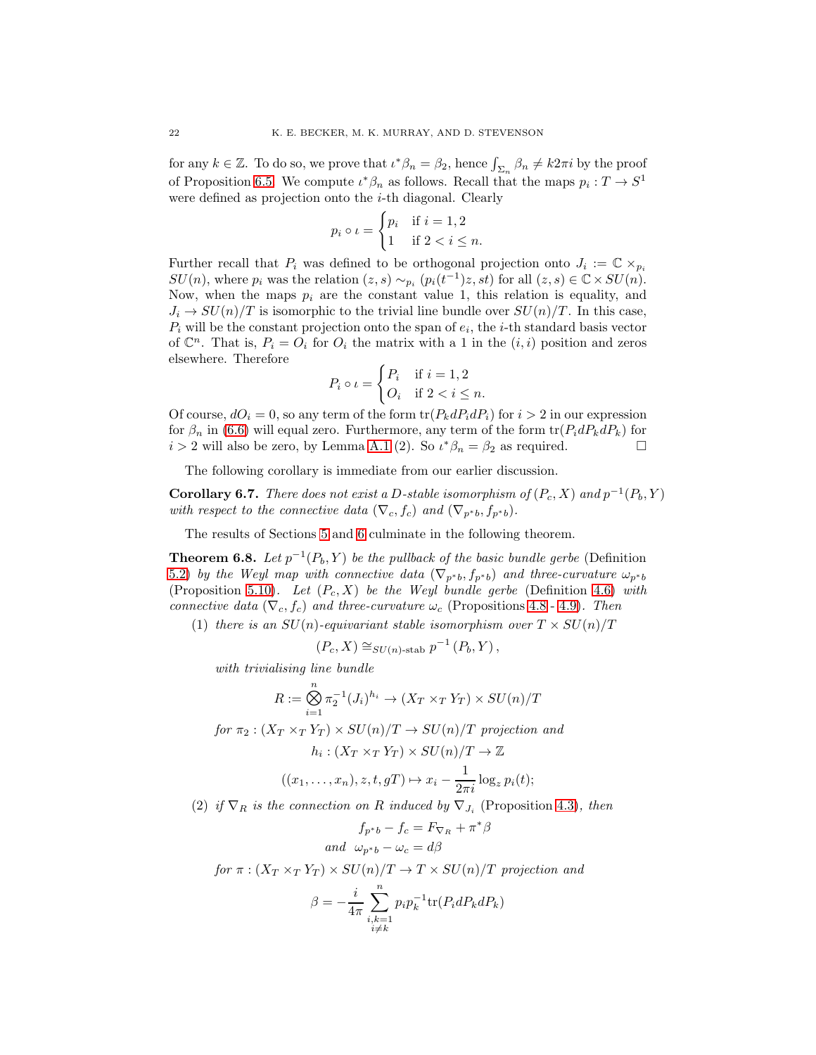for any $k \in \mathbb{Z}$. To do so, we prove that $\iota^*\beta_n = \beta_2$, hence $\int_{\Sigma_n} \beta_n \neq k2\pi i$ by the proof of Proposition 6.5. We compute $\iota^*\beta_n$ as follows. Recall that the maps $p_i : T \to S^1$ were defined as projection onto the $i$-th diagonal. Clearly

$$p_i \circ \iota = \begin{cases} p_i & \text{if } i = 1, 2 \\ 1 & \text{if } 2 < i \leq n. \end{cases}$$

Further recall that $P_i$ was defined to be orthogonal projection onto $J_i := \mathbb{C} \times_{p_i} SU(n)$, where $p_i$ was the relation $(z, s) \sim_{p_i} (p_i(t^{-1})z, st)$ for all $(z, s) \in \mathbb{C} \times SU(n)$. Now, when the maps $p_i$ are the constant value 1, this relation is equality, and $J_i \to SU(n)/T$ is isomorphic to the trivial line bundle over $SU(n)/T$. In this case, $P_i$ will be the constant projection onto the span of $e_i$, the $i$-th standard basis vector of $\mathbb{C}^n$. That is, $P_i = O_i$ for $O_i$ the matrix with a 1 in the $(i, i)$ position and zeros elsewhere. Therefore

$$P_i \circ \iota = \begin{cases} P_i & \text{if } i = 1, 2 \\ O_i & \text{if } 2 < i \leq n. \end{cases}$$

Of course, $dO_i = 0$, so any term of the form $\operatorname{tr}(P_k dP_i dP_i)$ for $i > 2$ in our expression for $\beta_n$ in (6.6) will equal zero. Furthermore, any term of the form $\operatorname{tr}(P_i dP_k dP_k)$ for $i > 2$ will also be zero, by Lemma A.1 (2). So $\iota^*\beta_n = \beta_2$ as required. □

The following corollary is immediate from our earlier discussion.

**Corollary 6.7.** *There does not exist a $D$-stable isomorphism of $(P_c, X)$ and $p^{-1}(P_b, Y)$ with respect to the connective data $(\nabla_c, f_c)$ and $(\nabla_{p^*b}, f_{p^*b})$.*

The results of Sections 5 and 6 culminate in the following theorem.

**Theorem 6.8.** *Let $p^{-1}(P_b, Y)$ be the pullback of the basic bundle gerbe* (Definition 5.2) *by the Weyl map with connective data $(\nabla_{p^*b}, f_{p^*b})$ and three-curvature $\omega_{p^*b}$* (Proposition 5.10). *Let $(P_c, X)$ be the Weyl bundle gerbe* (Definition 4.6) *with connective data $(\nabla_c, f_c)$ and three-curvature $\omega_c$* (Propositions 4.8 - 4.9). *Then*

(1) *there is an $SU(n)$-equivariant stable isomorphism over $T \times SU(n)/T$*

$$(P_c, X) \cong_{SU(n)\text{-stab}} p^{-1}(P_b, Y),$$

*with trivialising line bundle*

$$R := \bigotimes_{i=1}^{n} \pi_2^{-1}(J_i)^{h_i} \to (X_T \times_T Y_T) \times SU(n)/T$$

*for $\pi_2 : (X_T \times_T Y_T) \times SU(n)/T \to SU(n)/T$ projection and*

$$h_i : (X_T \times_T Y_T) \times SU(n)/T \to \mathbb{Z}$$

$$((x_1, \ldots, x_n), z, t, gT) \mapsto x_i - \frac{1}{2\pi i} \log_z p_i(t);$$

(2) *if $\nabla_R$ is the connection on $R$ induced by $\nabla_{J_i}$* (Proposition 4.3), *then*

$$f_{p^*b} - f_c = F_{\nabla_R} + \pi^*\beta$$

$$\text{and } \ \omega_{p^*b} - \omega_c = d\beta$$

*for $\pi : (X_T \times_T Y_T) \times SU(n)/T \to T \times SU(n)/T$ projection and*

$$\beta = -\frac{i}{4\pi} \sum_{\substack{i,k=1 \\ i \neq k}}^{n} p_i p_k^{-1} \operatorname{tr}(P_i dP_k dP_k)$$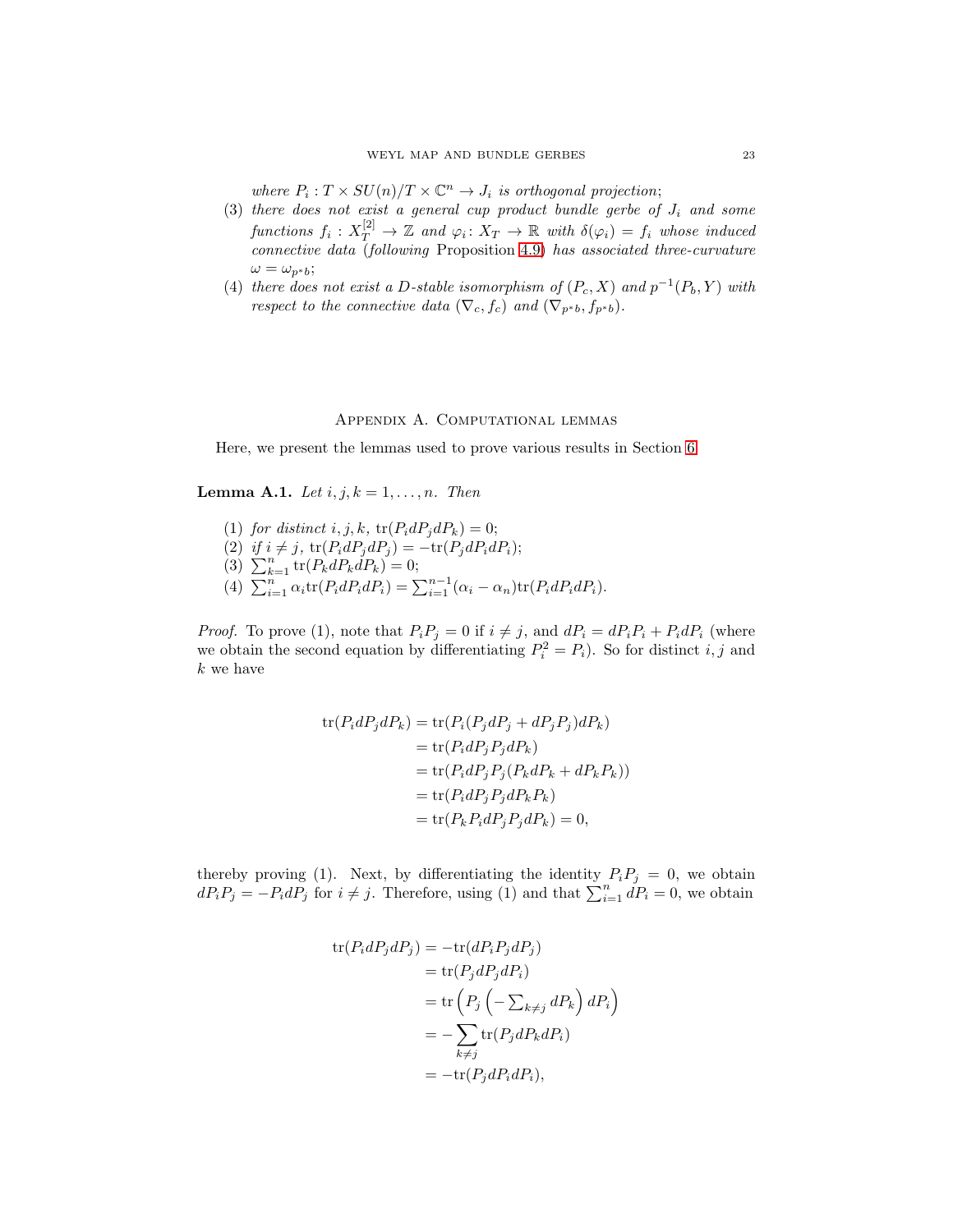*where $P_i : T \times SU(n)/T \times \mathbb{C}^n \to J_i$ is orthogonal projection;*

(3) *there does not exist a general cup product bundle gerbe of $J_i$ and some functions $f_i : X_T^{[2]} \to \mathbb{Z}$ and $\varphi_i \colon X_T \to \mathbb{R}$ with $\delta(\varphi_i) = f_i$ whose induced connective data (following* Proposition 4.9*) has associated three-curvature $\omega = \omega_{p^*b}$;*

(4) *there does not exist a $D$-stable isomorphism of $(P_c, X)$ and $p^{-1}(P_b, Y)$ with respect to the connective data $(\nabla_c, f_c)$ and $(\nabla_{p^*b}, f_{p^*b})$.*

## Appendix A. Computational lemmas

Here, we present the lemmas used to prove various results in Section 6.

**Lemma A.1.** *Let $i, j, k = 1, \ldots, n$. Then*

(1) *for distinct $i, j, k$, $\operatorname{tr}(P_i dP_j dP_k) = 0$;*
(2) *if $i \neq j$, $\operatorname{tr}(P_i dP_j dP_j) = -\operatorname{tr}(P_j dP_i dP_i)$;*
(3) $\sum_{k=1}^{n} \operatorname{tr}(P_k dP_k dP_k) = 0$;
(4) $\sum_{i=1}^{n} \alpha_i \operatorname{tr}(P_i dP_i dP_i) = \sum_{i=1}^{n-1} (\alpha_i - \alpha_n) \operatorname{tr}(P_i dP_i dP_i)$.

*Proof.* To prove (1), note that $P_i P_j = 0$ if $i \neq j$, and $dP_i = dP_i P_i + P_i dP_i$ (where we obtain the second equation by differentiating $P_i^2 = P_i$). So for distinct $i, j$ and $k$ we have

$$
\begin{aligned}
\operatorname{tr}(P_i dP_j dP_k) &= \operatorname{tr}(P_i (P_j dP_j + dP_j P_j) dP_k) \\
&= \operatorname{tr}(P_i dP_j P_j dP_k) \\
&= \operatorname{tr}(P_i dP_j P_j (P_k dP_k + dP_k P_k)) \\
&= \operatorname{tr}(P_i dP_j P_j dP_k P_k) \\
&= \operatorname{tr}(P_k P_i dP_j P_j dP_k) = 0,
\end{aligned}
$$

thereby proving (1). Next, by differentiating the identity $P_i P_j = 0$, we obtain $dP_i P_j = -P_i dP_j$ for $i \neq j$. Therefore, using (1) and that $\sum_{i=1}^{n} dP_i = 0$, we obtain

$$
\begin{aligned}
\operatorname{tr}(P_i dP_j dP_j) &= -\operatorname{tr}(dP_i P_j dP_j) \\
&= \operatorname{tr}(P_j dP_j dP_i) \\
&= \operatorname{tr}\left(P_j \left(-\textstyle\sum_{k \neq j} dP_k\right) dP_i\right) \\
&= -\sum_{k \neq j} \operatorname{tr}(P_j dP_k dP_i) \\
&= -\operatorname{tr}(P_j dP_i dP_i),
\end{aligned}
$$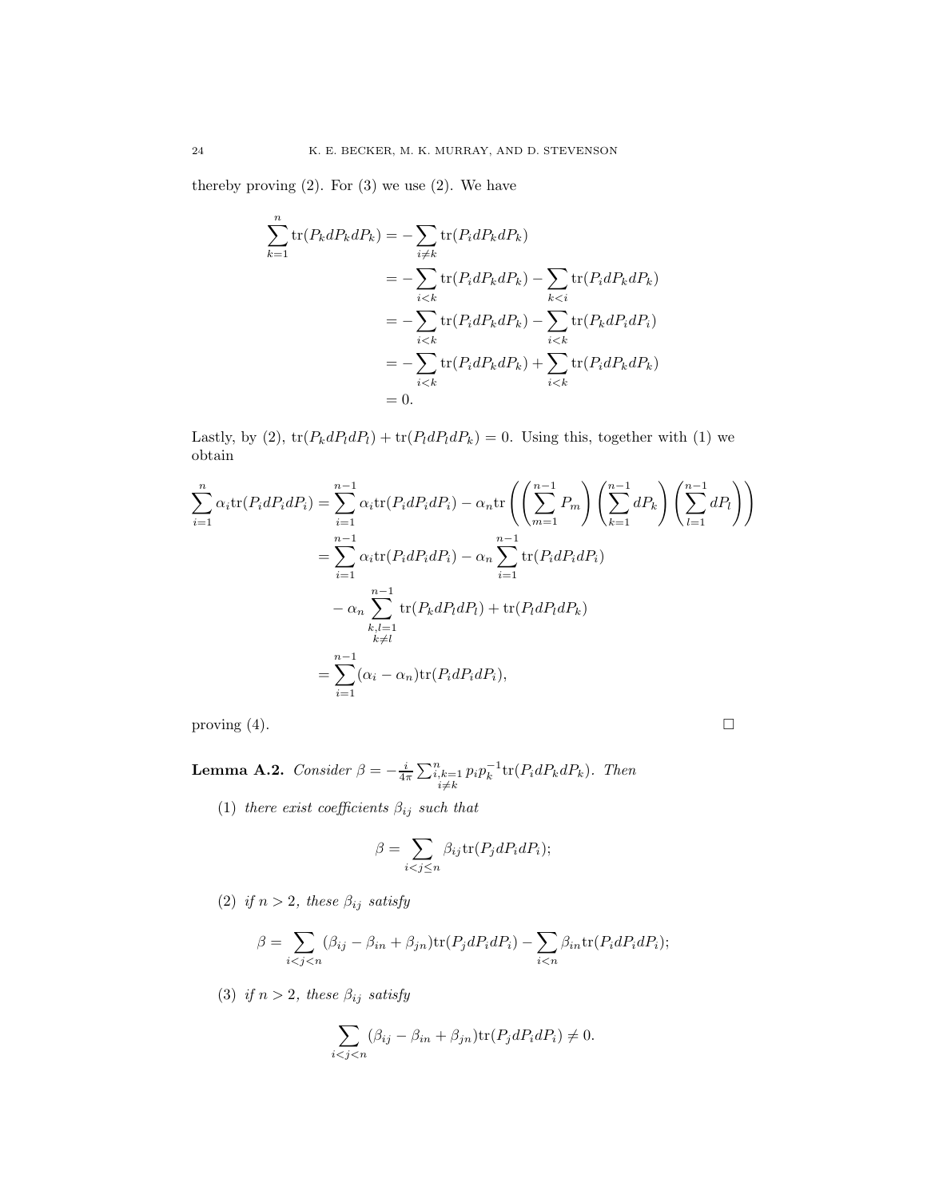thereby proving (2). For (3) we use (2). We have

$$
\begin{aligned}
\sum_{k=1}^{n} \operatorname{tr}(P_k dP_k dP_k) &= -\sum_{i \neq k} \operatorname{tr}(P_i dP_k dP_k) \\
&= -\sum_{i<k} \operatorname{tr}(P_i dP_k dP_k) - \sum_{k<i} \operatorname{tr}(P_i dP_k dP_k) \\
&= -\sum_{i<k} \operatorname{tr}(P_i dP_k dP_k) - \sum_{i<k} \operatorname{tr}(P_k dP_i dP_i) \\
&= -\sum_{i<k} \operatorname{tr}(P_i dP_k dP_k) + \sum_{i<k} \operatorname{tr}(P_i dP_k dP_k) \\
&= 0.
\end{aligned}
$$

Lastly, by (2), $\operatorname{tr}(P_k dP_l dP_l) + \operatorname{tr}(P_l dP_l dP_k) = 0$. Using this, together with (1) we obtain

$$
\begin{aligned}
\sum_{i=1}^{n} \alpha_i \operatorname{tr}(P_i dP_i dP_i) &= \sum_{i=1}^{n-1} \alpha_i \operatorname{tr}(P_i dP_i dP_i) - \alpha_n \operatorname{tr}\left(\left(\sum_{m=1}^{n-1} P_m\right)\left(\sum_{k=1}^{n-1} dP_k\right)\left(\sum_{l=1}^{n-1} dP_l\right)\right) \\
&= \sum_{i=1}^{n-1} \alpha_i \operatorname{tr}(P_i dP_i dP_i) - \alpha_n \sum_{i=1}^{n-1} \operatorname{tr}(P_i dP_i dP_i) \\
&\quad - \alpha_n \sum_{\substack{k,l=1 \\ k \neq l}}^{n-1} \operatorname{tr}(P_k dP_l dP_l) + \operatorname{tr}(P_l dP_l dP_k) \\
&= \sum_{i=1}^{n-1} (\alpha_i - \alpha_n) \operatorname{tr}(P_i dP_i dP_i),
\end{aligned}
$$

proving (4). $\square$

**Lemma A.2.** *Consider* $\beta = -\frac{i}{4\pi} \sum_{\substack{i,k=1 \\ i \neq k}}^{n} p_i p_k^{-1} \operatorname{tr}(P_i dP_k dP_k)$. *Then*

(1) *there exist coefficients* $\beta_{ij}$ *such that*

$$
\beta = \sum_{i<j \leq n} \beta_{ij} \operatorname{tr}(P_j dP_i dP_i);
$$

(2) *if* $n > 2$, *these* $\beta_{ij}$ *satisfy*

$$
\beta = \sum_{i<j<n} (\beta_{ij} - \beta_{in} + \beta_{jn}) \operatorname{tr}(P_j dP_i dP_i) - \sum_{i<n} \beta_{in} \operatorname{tr}(P_i dP_i dP_i);
$$

(3) *if* $n > 2$, *these* $\beta_{ij}$ *satisfy*

$$
\sum_{i<j<n} (\beta_{ij} - \beta_{in} + \beta_{jn}) \operatorname{tr}(P_j dP_i dP_i) \neq 0.
$$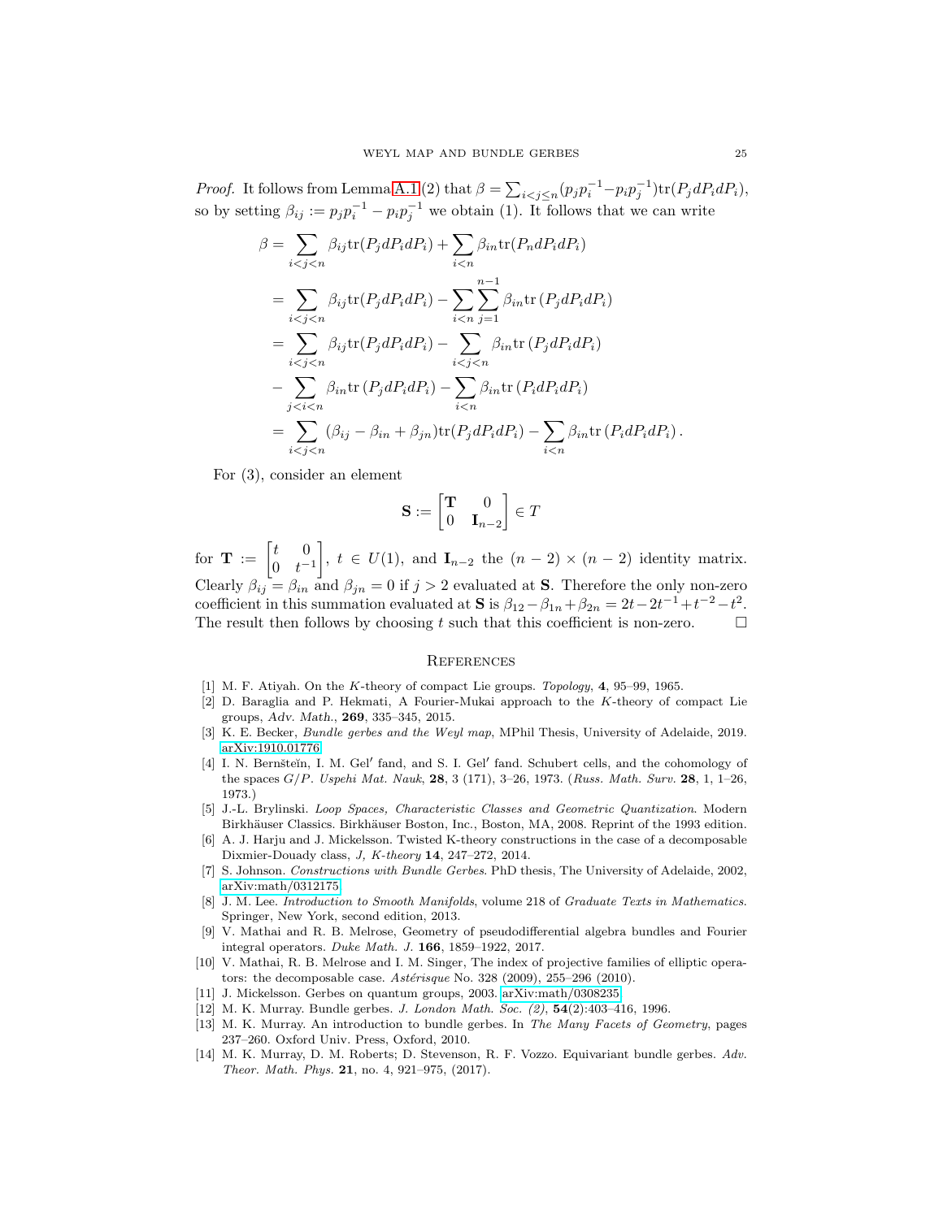*Proof.* It follows from Lemma A.1(2) that $\beta = \sum_{i<j\leq n}(p_j p_i^{-1} - p_i p_j^{-1})\mathrm{tr}(P_j dP_i dP_i)$, so by setting $\beta_{ij} := p_j p_i^{-1} - p_i p_j^{-1}$ we obtain (1). It follows that we can write

$$
\begin{aligned}
\beta &= \sum_{i<j<n} \beta_{ij}\mathrm{tr}(P_j dP_i dP_i) + \sum_{i<n} \beta_{in}\mathrm{tr}(P_n dP_i dP_i) \\
&= \sum_{i<j<n} \beta_{ij}\mathrm{tr}(P_j dP_i dP_i) - \sum_{i<n}\sum_{j=1}^{n-1} \beta_{in}\mathrm{tr}\left(P_j dP_i dP_i\right) \\
&= \sum_{i<j<n} \beta_{ij}\mathrm{tr}(P_j dP_i dP_i) - \sum_{i<j<n} \beta_{in}\mathrm{tr}\left(P_j dP_i dP_i\right) \\
&- \sum_{j<i<n} \beta_{in}\mathrm{tr}\left(P_j dP_i dP_i\right) - \sum_{i<n} \beta_{in}\mathrm{tr}\left(P_i dP_i dP_i\right) \\
&= \sum_{i<j<n} (\beta_{ij} - \beta_{in} + \beta_{jn})\mathrm{tr}(P_j dP_i dP_i) - \sum_{i<n} \beta_{in}\mathrm{tr}\left(P_i dP_i dP_i\right).
\end{aligned}
$$

For (3), consider an element

$$
\mathbf{S} := \begin{bmatrix} \mathbf{T} & 0 \\ 0 & \mathbf{I}_{n-2} \end{bmatrix} \in T
$$

for $\mathbf{T} := \begin{bmatrix} t & 0 \\ 0 & t^{-1} \end{bmatrix}$, $t \in U(1)$, and $\mathbf{I}_{n-2}$ the $(n-2)\times(n-2)$ identity matrix. Clearly $\beta_{ij} = \beta_{in}$ and $\beta_{jn} = 0$ if $j > 2$ evaluated at $\mathbf{S}$. Therefore the only non-zero coefficient in this summation evaluated at $\mathbf{S}$ is $\beta_{12} - \beta_{1n} + \beta_{2n} = 2t - 2t^{-1} + t^{-2} - t^2$. The result then follows by choosing $t$ such that this coefficient is non-zero. $\square$

## References

[1] M. F. Atiyah. On the $K$-theory of compact Lie groups. *Topology*, **4**, 95–99, 1965.

[2] D. Baraglia and P. Hekmati, A Fourier-Mukai approach to the $K$-theory of compact Lie groups, *Adv. Math.*, **269**, 335–345, 2015.

[3] K. E. Becker, *Bundle gerbes and the Weyl map*, MPhil Thesis, University of Adelaide, 2019. arXiv:1910.01776

[4] I. N. Bernšteĭn, I. M. Gel′ fand, and S. I. Gel′ fand. Schubert cells, and the cohomology of the spaces $G/P$. *Uspehi Mat. Nauk*, **28**, 3 (171), 3–26, 1973. (*Russ. Math. Surv.* **28**, 1, 1–26, 1973.)

[5] J.-L. Brylinski. *Loop Spaces, Characteristic Classes and Geometric Quantization*. Modern Birkhäuser Classics. Birkhäuser Boston, Inc., Boston, MA, 2008. Reprint of the 1993 edition.

[6] A. J. Harju and J. Mickelsson. Twisted K-theory constructions in the case of a decomposable Dixmier-Douady class, *J, K-theory* **14**, 247–272, 2014.

[7] S. Johnson. *Constructions with Bundle Gerbes*. PhD thesis, The University of Adelaide, 2002, arXiv:math/0312175

[8] J. M. Lee. *Introduction to Smooth Manifolds*, volume 218 of *Graduate Texts in Mathematics*. Springer, New York, second edition, 2013.

[9] V. Mathai and R. B. Melrose, Geometry of pseudodifferential algebra bundles and Fourier integral operators. *Duke Math. J.* **166**, 1859–1922, 2017.

[10] V. Mathai, R. B. Melrose and I. M. Singer, The index of projective families of elliptic operators: the decomposable case. *Astérisque* No. 328 (2009), 255–296 (2010).

[11] J. Mickelsson. Gerbes on quantum groups, 2003. arXiv:math/0308235

[12] M. K. Murray. Bundle gerbes. *J. London Math. Soc. (2)*, **54**(2):403–416, 1996.

[13] M. K. Murray. An introduction to bundle gerbes. In *The Many Facets of Geometry*, pages 237–260. Oxford Univ. Press, Oxford, 2010.

[14] M. K. Murray, D. M. Roberts; D. Stevenson, R. F. Vozzo. Equivariant bundle gerbes. *Adv. Theor. Math. Phys.* **21**, no. 4, 921–975, (2017).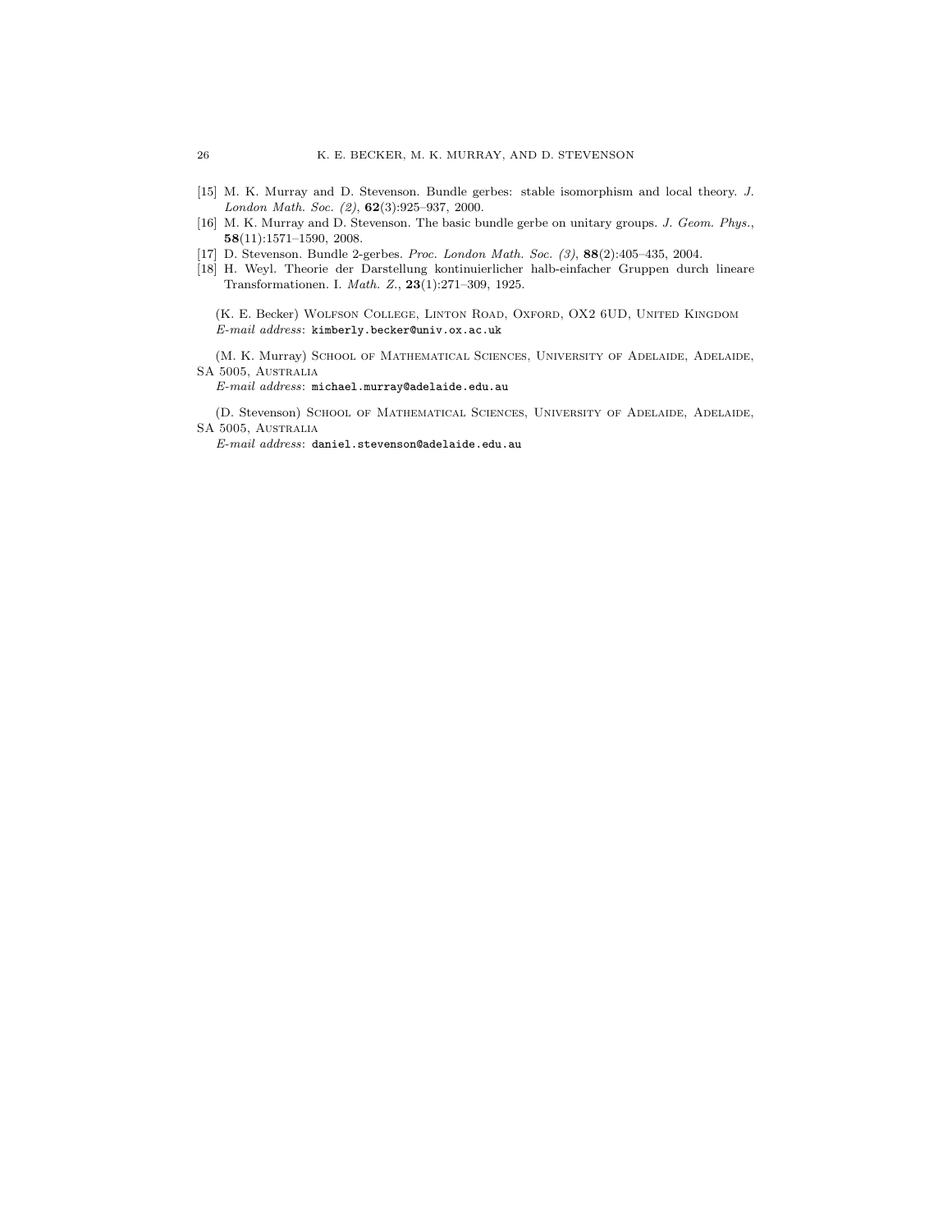[15] M. K. Murray and D. Stevenson. Bundle gerbes: stable isomorphism and local theory. *J. London Math. Soc. (2)*, **62**(3):925–937, 2000.

[16] M. K. Murray and D. Stevenson. The basic bundle gerbe on unitary groups. *J. Geom. Phys.*, **58**(11):1571–1590, 2008.

[17] D. Stevenson. Bundle 2-gerbes. *Proc. London Math. Soc. (3)*, **88**(2):405–435, 2004.

[18] H. Weyl. Theorie der Darstellung kontinuierlicher halb-einfacher Gruppen durch lineare Transformationen. I. *Math. Z.*, **23**(1):271–309, 1925.

(K. E. Becker) Wolfson College, Linton Road, Oxford, OX2 6UD, United Kingdom
*E-mail address*: `kimberly.becker@univ.ox.ac.uk`

(M. K. Murray) School of Mathematical Sciences, University of Adelaide, Adelaide, SA 5005, Australia
*E-mail address*: `michael.murray@adelaide.edu.au`

(D. Stevenson) School of Mathematical Sciences, University of Adelaide, Adelaide, SA 5005, Australia
*E-mail address*: `daniel.stevenson@adelaide.edu.au`